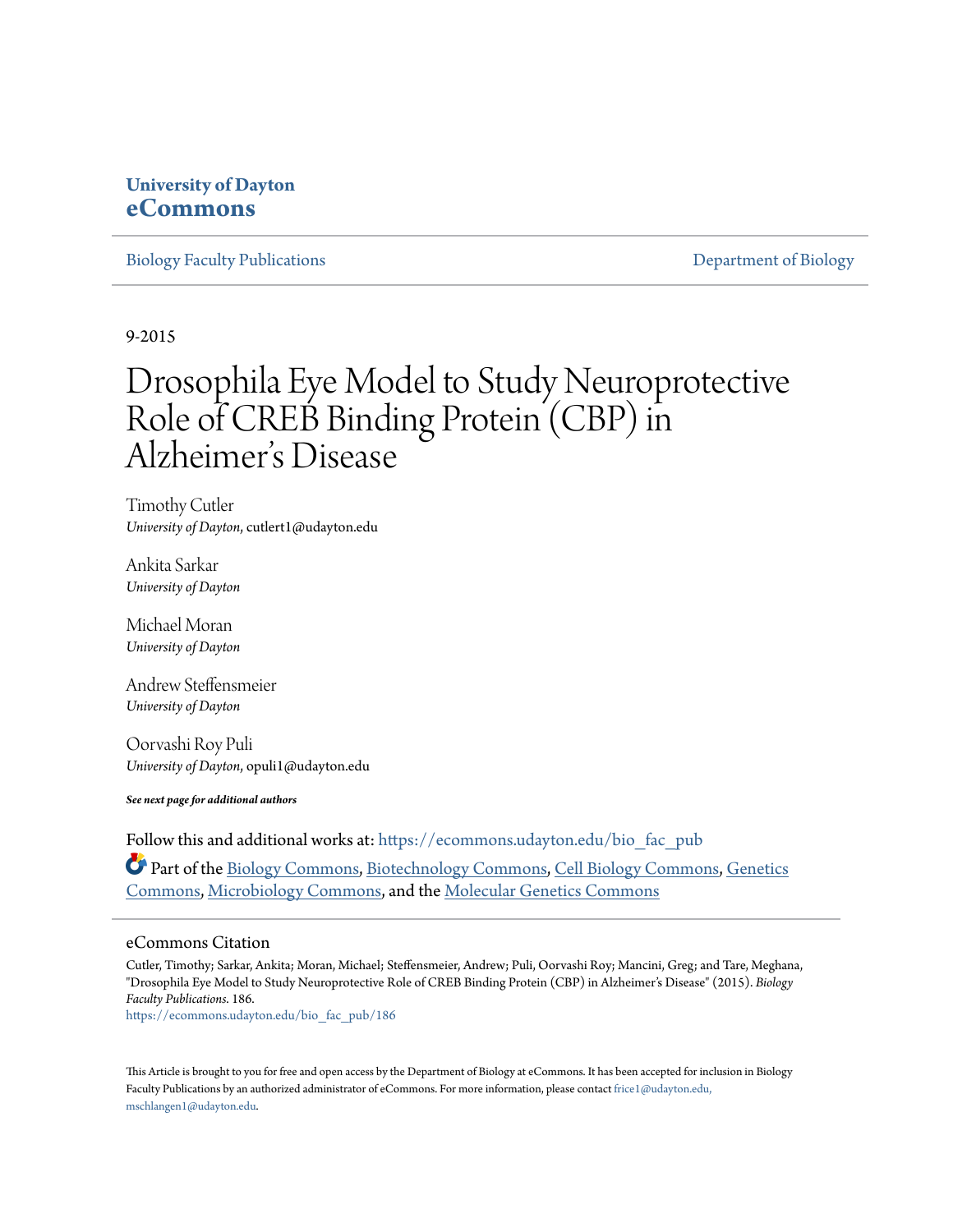University of Dayton
**eCommons**

Biology Faculty Publications — Department of Biology

9-2015

# Drosophila Eye Model to Study Neuroprotective Role of CREB Binding Protein (CBP) in Alzheimer's Disease

Timothy Cutler
*University of Dayton*, cutlert1@udayton.edu

Ankita Sarkar
*University of Dayton*

Michael Moran
*University of Dayton*

Andrew Steffensmeier
*University of Dayton*

Oorvashi Roy Puli
*University of Dayton*, opuli1@udayton.edu

***See next page for additional authors***

Follow this and additional works at: https://ecommons.udayton.edu/bio_fac_pub

Part of the Biology Commons, Biotechnology Commons, Cell Biology Commons, Genetics Commons, Microbiology Commons, and the Molecular Genetics Commons

## eCommons Citation

Cutler, Timothy; Sarkar, Ankita; Moran, Michael; Steffensmeier, Andrew; Puli, Oorvashi Roy; Mancini, Greg; and Tare, Meghana, "Drosophila Eye Model to Study Neuroprotective Role of CREB Binding Protein (CBP) in Alzheimer's Disease" (2015). *Biology Faculty Publications*. 186.
https://ecommons.udayton.edu/bio_fac_pub/186

This Article is brought to you for free and open access by the Department of Biology at eCommons. It has been accepted for inclusion in Biology Faculty Publications by an authorized administrator of eCommons. For more information, please contact frice1@udayton.edu, mschlangen1@udayton.edu.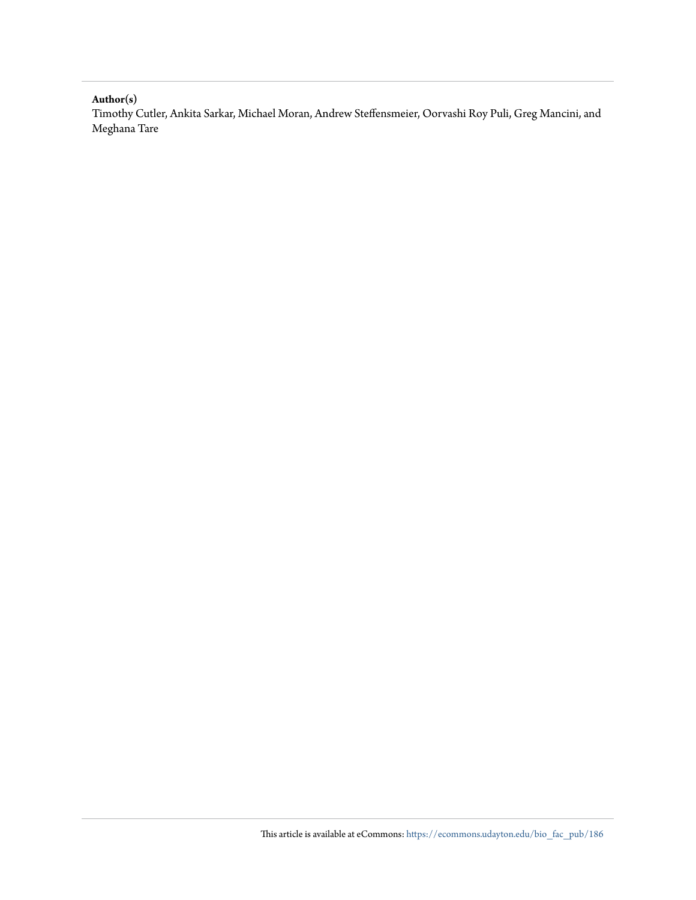**Author(s)**

Timothy Cutler, Ankita Sarkar, Michael Moran, Andrew Steffensmeier, Oorvashi Roy Puli, Greg Mancini, and Meghana Tare

This article is available at eCommons: https://ecommons.udayton.edu/bio_fac_pub/186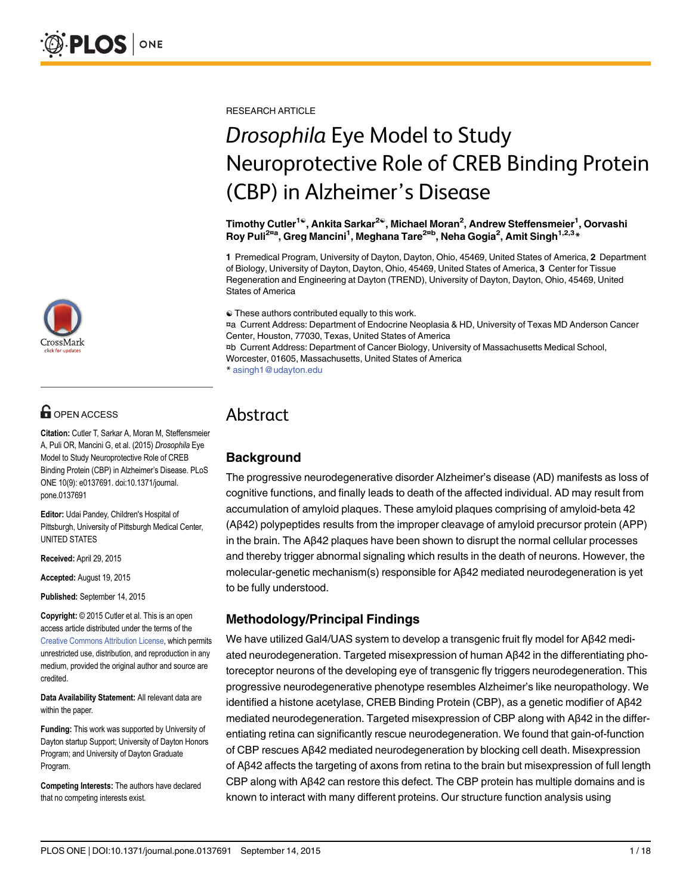RESEARCH ARTICLE

# *Drosophila* Eye Model to Study Neuroprotective Role of CREB Binding Protein (CBP) in Alzheimer's Disease

**Timothy Cutler[1☯], Ankita Sarkar[2☯], Michael Moran[2], Andrew Steffensmeier[1], Oorvashi Roy Puli[2¤a], Greg Mancini[1], Meghana Tare[2¤b], Neha Gogia[2], Amit Singh[1,2,3]***

**1** Premedical Program, University of Dayton, Dayton, Ohio, 45469, United States of America, **2** Department of Biology, University of Dayton, Dayton, Ohio, 45469, United States of America, **3** Center for Tissue Regeneration and Engineering at Dayton (TREND), University of Dayton, Dayton, Ohio, 45469, United States of America

☯ These authors contributed equally to this work.
¤a Current Address: Department of Endocrine Neoplasia & HD, University of Texas MD Anderson Cancer Center, Houston, 77030, Texas, United States of America
¤b Current Address: Department of Cancer Biology, University of Massachusetts Medical School, Worcester, 01605, Massachusetts, United States of America
* asingh1@udayton.edu

OPEN ACCESS

**Citation:** Cutler T, Sarkar A, Moran M, Steffensmeier A, Puli OR, Mancini G, et al. (2015) *Drosophila* Eye Model to Study Neuroprotective Role of CREB Binding Protein (CBP) in Alzheimer's Disease. PLoS ONE 10(9): e0137691. doi:10.1371/journal.pone.0137691

**Editor:** Udai Pandey, Children's Hospital of Pittsburgh, University of Pittsburgh Medical Center, UNITED STATES

**Received:** April 29, 2015

**Accepted:** August 19, 2015

**Published:** September 14, 2015

**Copyright:** © 2015 Cutler et al. This is an open access article distributed under the terms of the Creative Commons Attribution License, which permits unrestricted use, distribution, and reproduction in any medium, provided the original author and source are credited.

**Data Availability Statement:** All relevant data are within the paper.

**Funding:** This work was supported by University of Dayton startup Support; University of Dayton Honors Program; and University of Dayton Graduate Program.

**Competing Interests:** The authors have declared that no competing interests exist.

## Abstract

### Background

The progressive neurodegenerative disorder Alzheimer's disease (AD) manifests as loss of cognitive functions, and finally leads to death of the affected individual. AD may result from accumulation of amyloid plaques. These amyloid plaques comprising of amyloid-beta 42 (Aβ42) polypeptides results from the improper cleavage of amyloid precursor protein (APP) in the brain. The Aβ42 plaques have been shown to disrupt the normal cellular processes and thereby trigger abnormal signaling which results in the death of neurons. However, the molecular-genetic mechanism(s) responsible for Aβ42 mediated neurodegeneration is yet to be fully understood.

### Methodology/Principal Findings

We have utilized Gal4/UAS system to develop a transgenic fruit fly model for Aβ42 mediated neurodegeneration. Targeted misexpression of human Aβ42 in the differentiating photoreceptor neurons of the developing eye of transgenic fly triggers neurodegeneration. This progressive neurodegenerative phenotype resembles Alzheimer's like neuropathology. We identified a histone acetylase, CREB Binding Protein (CBP), as a genetic modifier of Aβ42 mediated neurodegeneration. Targeted misexpression of CBP along with Aβ42 in the differentiating retina can significantly rescue neurodegeneration. We found that gain-of-function of CBP rescues Aβ42 mediated neurodegeneration by blocking cell death. Misexpression of Aβ42 affects the targeting of axons from retina to the brain but misexpression of full length CBP along with Aβ42 can restore this defect. The CBP protein has multiple domains and is known to interact with many different proteins. Our structure function analysis using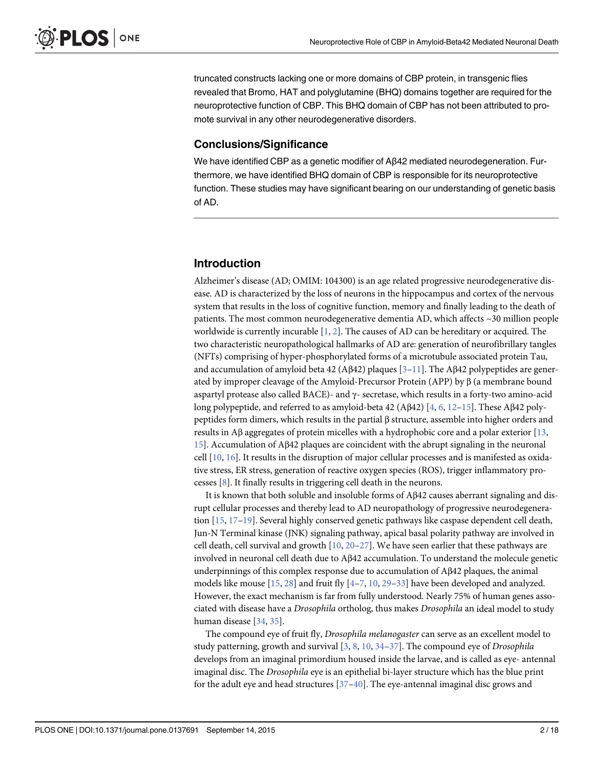truncated constructs lacking one or more domains of CBP protein, in transgenic flies revealed that Bromo, HAT and polyglutamine (BHQ) domains together are required for the neuroprotective function of CBP. This BHQ domain of CBP has not been attributed to promote survival in any other neurodegenerative disorders.

### Conclusions/Significance

We have identified CBP as a genetic modifier of Aβ42 mediated neurodegeneration. Furthermore, we have identified BHQ domain of CBP is responsible for its neuroprotective function. These studies may have significant bearing on our understanding of genetic basis of AD.

## Introduction

Alzheimer's disease (AD; OMIM: 104300) is an age related progressive neurodegenerative disease. AD is characterized by the loss of neurons in the hippocampus and cortex of the nervous system that results in the loss of cognitive function, memory and finally leading to the death of patients. The most common neurodegenerative dementia AD, which affects ~30 million people worldwide is currently incurable [1, 2]. The causes of AD can be hereditary or acquired. The two characteristic neuropathological hallmarks of AD are: generation of neurofibrillary tangles (NFTs) comprising of hyper-phosphorylated forms of a microtubule associated protein Tau, and accumulation of amyloid beta 42 (Aβ42) plaques [3–11]. The Aβ42 polypeptides are generated by improper cleavage of the Amyloid-Precursor Protein (APP) by β (a membrane bound aspartyl protease also called BACE)- and γ- secretase, which results in a forty-two amino-acid long polypeptide, and referred to as amyloid-beta 42 (Aβ42) [4, 6, 12–15]. These Aβ42 polypeptides form dimers, which results in the partial β structure, assemble into higher orders and results in Aβ aggregates of protein micelles with a hydrophobic core and a polar exterior [13, 15]. Accumulation of Aβ42 plaques are coincident with the abrupt signaling in the neuronal cell [10, 16]. It results in the disruption of major cellular processes and is manifested as oxidative stress, ER stress, generation of reactive oxygen species (ROS), trigger inflammatory processes [8]. It finally results in triggering cell death in the neurons.

It is known that both soluble and insoluble forms of Aβ42 causes aberrant signaling and disrupt cellular processes and thereby lead to AD neuropathology of progressive neurodegeneration [15, 17–19]. Several highly conserved genetic pathways like caspase dependent cell death, Jun-N Terminal kinase (JNK) signaling pathway, apical basal polarity pathway are involved in cell death, cell survival and growth [10, 20–27]. We have seen earlier that these pathways are involved in neuronal cell death due to Aβ42 accumulation. To understand the molecule genetic underpinnings of this complex response due to accumulation of Aβ42 plaques, the animal models like mouse [15, 28] and fruit fly [4–7, 10, 29–33] have been developed and analyzed. However, the exact mechanism is far from fully understood. Nearly 75% of human genes associated with disease have a *Drosophila* ortholog, thus makes *Drosophila* an ideal model to study human disease [34, 35].

The compound eye of fruit fly, *Drosophila melanogaster* can serve as an excellent model to study patterning, growth and survival [3, 8, 10, 34–37]. The compound eye of *Drosophila* develops from an imaginal primordium housed inside the larvae, and is called as eye- antennal imaginal disc. The *Drosophila* eye is an epithelial bi-layer structure which has the blue print for the adult eye and head structures [37–40]. The eye-antennal imaginal disc grows and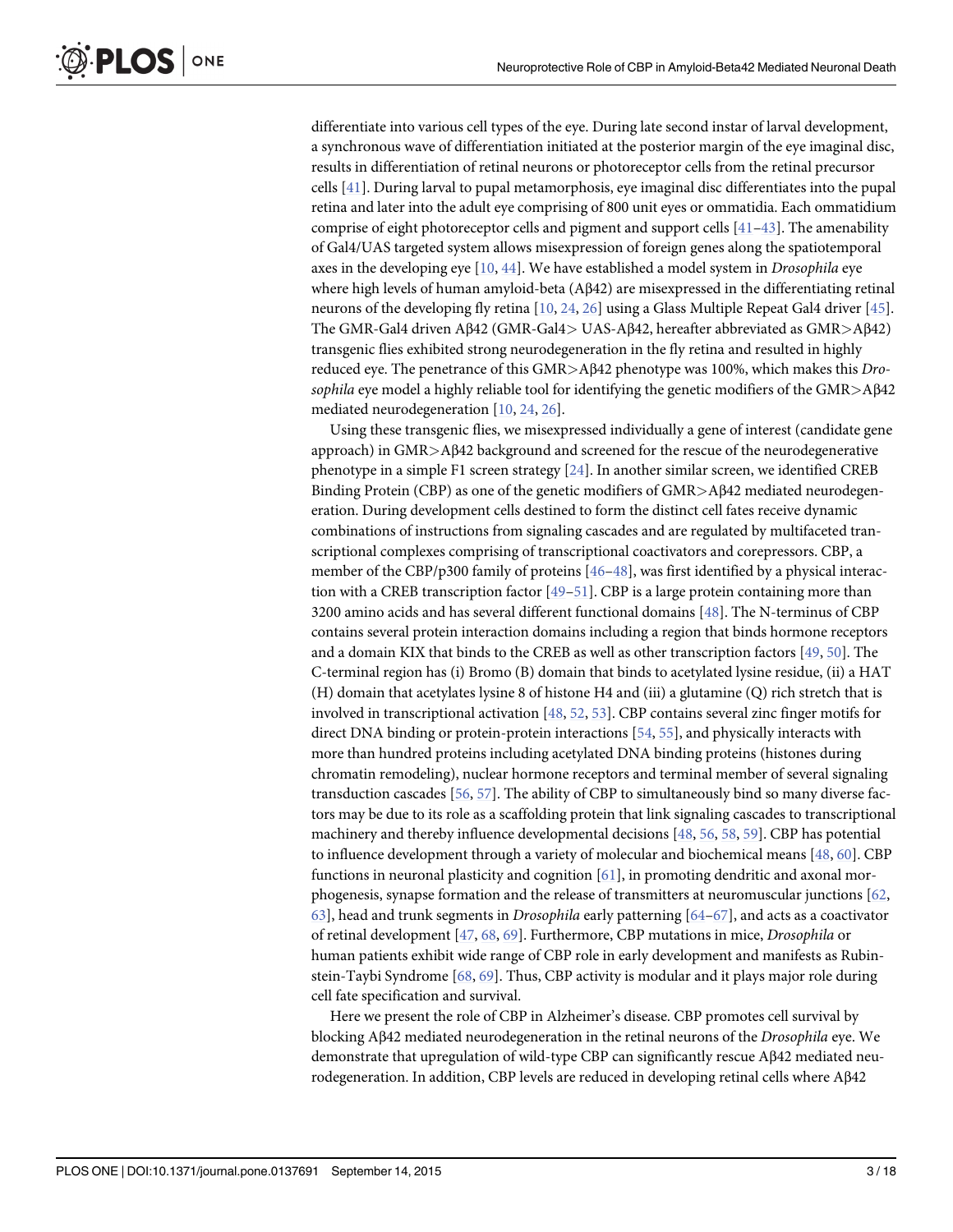differentiate into various cell types of the eye. During late second instar of larval development, a synchronous wave of differentiation initiated at the posterior margin of the eye imaginal disc, results in differentiation of retinal neurons or photoreceptor cells from the retinal precursor cells [41]. During larval to pupal metamorphosis, eye imaginal disc differentiates into the pupal retina and later into the adult eye comprising of 800 unit eyes or ommatidia. Each ommatidium comprise of eight photoreceptor cells and pigment and support cells [41–43]. The amenability of Gal4/UAS targeted system allows misexpression of foreign genes along the spatiotemporal axes in the developing eye [10, 44]. We have established a model system in *Drosophila* eye where high levels of human amyloid-beta (Aβ42) are misexpressed in the differentiating retinal neurons of the developing fly retina [10, 24, 26] using a Glass Multiple Repeat Gal4 driver [45]. The GMR-Gal4 driven Aβ42 (GMR-Gal4> UAS-Aβ42, hereafter abbreviated as GMR>Aβ42) transgenic flies exhibited strong neurodegeneration in the fly retina and resulted in highly reduced eye. The penetrance of this GMR>Aβ42 phenotype was 100%, which makes this *Drosophila* eye model a highly reliable tool for identifying the genetic modifiers of the GMR>Aβ42 mediated neurodegeneration [10, 24, 26].

Using these transgenic flies, we misexpressed individually a gene of interest (candidate gene approach) in GMR>Aβ42 background and screened for the rescue of the neurodegenerative phenotype in a simple F1 screen strategy [24]. In another similar screen, we identified CREB Binding Protein (CBP) as one of the genetic modifiers of GMR>Aβ42 mediated neurodegeneration. During development cells destined to form the distinct cell fates receive dynamic combinations of instructions from signaling cascades and are regulated by multifaceted transcriptional complexes comprising of transcriptional coactivators and corepressors. CBP, a member of the CBP/p300 family of proteins [46–48], was first identified by a physical interaction with a CREB transcription factor [49–51]. CBP is a large protein containing more than 3200 amino acids and has several different functional domains [48]. The N-terminus of CBP contains several protein interaction domains including a region that binds hormone receptors and a domain KIX that binds to the CREB as well as other transcription factors [49, 50]. The C-terminal region has (i) Bromo (B) domain that binds to acetylated lysine residue, (ii) a HAT (H) domain that acetylates lysine 8 of histone H4 and (iii) a glutamine (Q) rich stretch that is involved in transcriptional activation [48, 52, 53]. CBP contains several zinc finger motifs for direct DNA binding or protein-protein interactions [54, 55], and physically interacts with more than hundred proteins including acetylated DNA binding proteins (histones during chromatin remodeling), nuclear hormone receptors and terminal member of several signaling transduction cascades [56, 57]. The ability of CBP to simultaneously bind so many diverse factors may be due to its role as a scaffolding protein that link signaling cascades to transcriptional machinery and thereby influence developmental decisions [48, 56, 58, 59]. CBP has potential to influence development through a variety of molecular and biochemical means [48, 60]. CBP functions in neuronal plasticity and cognition [61], in promoting dendritic and axonal morphogenesis, synapse formation and the release of transmitters at neuromuscular junctions [62, 63], head and trunk segments in *Drosophila* early patterning [64–67], and acts as a coactivator of retinal development [47, 68, 69]. Furthermore, CBP mutations in mice, *Drosophila* or human patients exhibit wide range of CBP role in early development and manifests as Rubinstein-Taybi Syndrome [68, 69]. Thus, CBP activity is modular and it plays major role during cell fate specification and survival.

Here we present the role of CBP in Alzheimer's disease. CBP promotes cell survival by blocking Aβ42 mediated neurodegeneration in the retinal neurons of the *Drosophila* eye. We demonstrate that upregulation of wild-type CBP can significantly rescue Aβ42 mediated neurodegeneration. In addition, CBP levels are reduced in developing retinal cells where Aβ42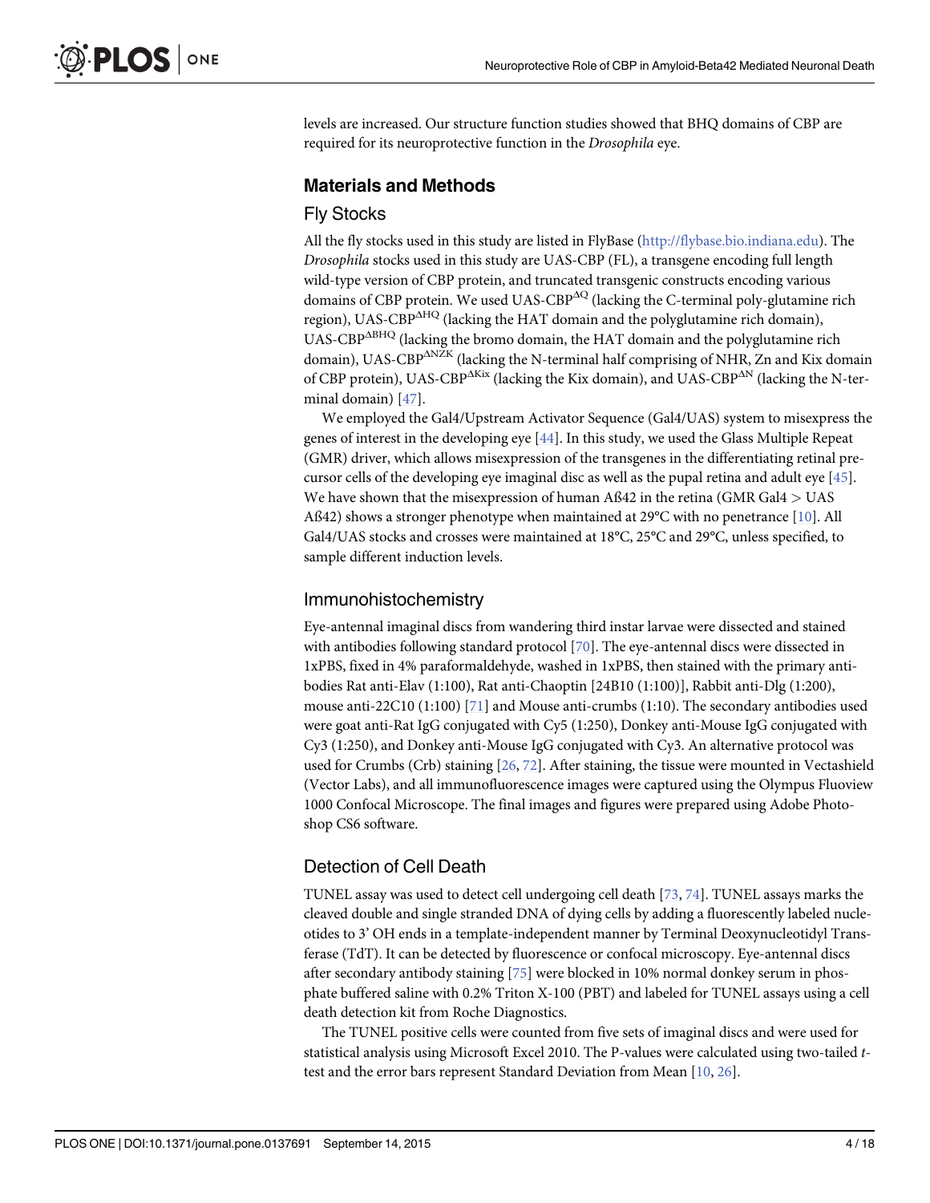levels are increased. Our structure function studies showed that BHQ domains of CBP are required for its neuroprotective function in the *Drosophila* eye.

## Materials and Methods

### Fly Stocks

All the fly stocks used in this study are listed in FlyBase (http://flybase.bio.indiana.edu). The *Drosophila* stocks used in this study are UAS-CBP (FL), a transgene encoding full length wild-type version of CBP protein, and truncated transgenic constructs encoding various domains of CBP protein. We used UAS-CBP$^{\Delta Q}$ (lacking the C-terminal poly-glutamine rich region), UAS-CBP$^{\Delta HQ}$ (lacking the HAT domain and the polyglutamine rich domain), UAS-CBP$^{\Delta BHQ}$ (lacking the bromo domain, the HAT domain and the polyglutamine rich domain), UAS-CBP$^{\Delta NZK}$ (lacking the N-terminal half comprising of NHR, Zn and Kix domain of CBP protein), UAS-CBP$^{\Delta Kix}$ (lacking the Kix domain), and UAS-CBP$^{\Delta N}$ (lacking the N-terminal domain) [47].

We employed the Gal4/Upstream Activator Sequence (Gal4/UAS) system to misexpress the genes of interest in the developing eye [44]. In this study, we used the Glass Multiple Repeat (GMR) driver, which allows misexpression of the transgenes in the differentiating retinal precursor cells of the developing eye imaginal disc as well as the pupal retina and adult eye [45]. We have shown that the misexpression of human Aß42 in the retina (GMR Gal4 > UAS Aß42) shows a stronger phenotype when maintained at 29°C with no penetrance [10]. All Gal4/UAS stocks and crosses were maintained at 18°C, 25°C and 29°C, unless specified, to sample different induction levels.

### Immunohistochemistry

Eye-antennal imaginal discs from wandering third instar larvae were dissected and stained with antibodies following standard protocol [70]. The eye-antennal discs were dissected in 1xPBS, fixed in 4% paraformaldehyde, washed in 1xPBS, then stained with the primary antibodies Rat anti-Elav (1:100), Rat anti-Chaoptin [24B10 (1:100)], Rabbit anti-Dlg (1:200), mouse anti-22C10 (1:100) [71] and Mouse anti-crumbs (1:10). The secondary antibodies used were goat anti-Rat IgG conjugated with Cy5 (1:250), Donkey anti-Mouse IgG conjugated with Cy3 (1:250), and Donkey anti-Mouse IgG conjugated with Cy3. An alternative protocol was used for Crumbs (Crb) staining [26, 72]. After staining, the tissue were mounted in Vectashield (Vector Labs), and all immunofluorescence images were captured using the Olympus Fluoview 1000 Confocal Microscope. The final images and figures were prepared using Adobe Photoshop CS6 software.

### Detection of Cell Death

TUNEL assay was used to detect cell undergoing cell death [73, 74]. TUNEL assays marks the cleaved double and single stranded DNA of dying cells by adding a fluorescently labeled nucleotides to 3' OH ends in a template-independent manner by Terminal Deoxynucleotidyl Transferase (TdT). It can be detected by fluorescence or confocal microscopy. Eye-antennal discs after secondary antibody staining [75] were blocked in 10% normal donkey serum in phosphate buffered saline with 0.2% Triton X-100 (PBT) and labeled for TUNEL assays using a cell death detection kit from Roche Diagnostics.

The TUNEL positive cells were counted from five sets of imaginal discs and were used for statistical analysis using Microsoft Excel 2010. The P-values were calculated using two-tailed *t*-test and the error bars represent Standard Deviation from Mean [10, 26].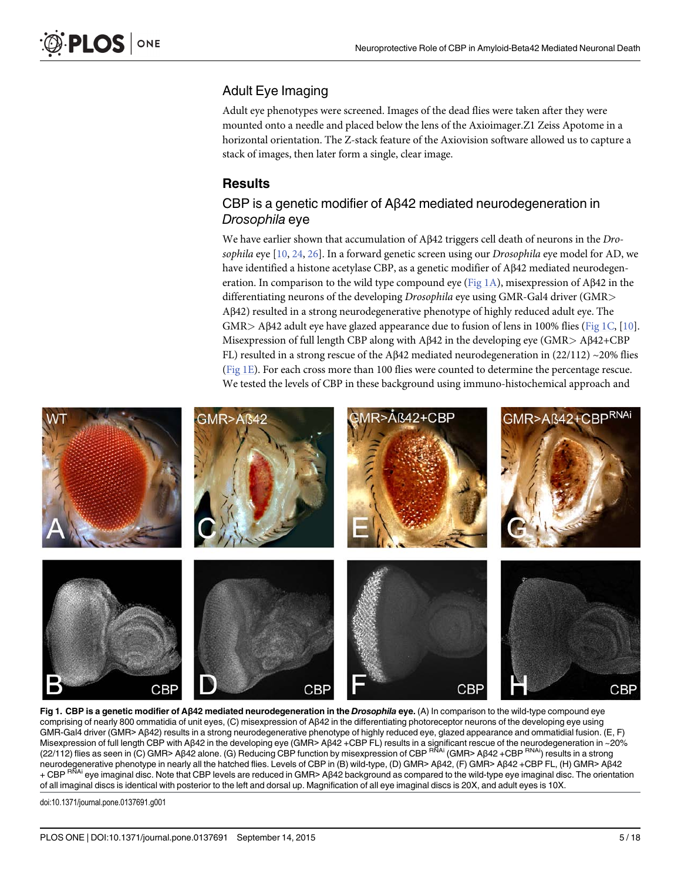## Adult Eye Imaging

Adult eye phenotypes were screened. Images of the dead flies were taken after they were mounted onto a needle and placed below the lens of the Axioimager.Z1 Zeiss Apotome in a horizontal orientation. The Z-stack feature of the Axiovision software allowed us to capture a stack of images, then later form a single, clear image.

# Results

## CBP is a genetic modifier of Aβ42 mediated neurodegeneration in *Drosophila* eye

We have earlier shown that accumulation of Aβ42 triggers cell death of neurons in the *Drosophila* eye [10, 24, 26]. In a forward genetic screen using our *Drosophila* eye model for AD, we have identified a histone acetylase CBP, as a genetic modifier of Aβ42 mediated neurodegeneration. In comparison to the wild type compound eye (Fig 1A), misexpression of Aβ42 in the differentiating neurons of the developing *Drosophila* eye using GMR-Gal4 driver (GMR> Aβ42) resulted in a strong neurodegenerative phenotype of highly reduced adult eye. The GMR> Aβ42 adult eye have glazed appearance due to fusion of lens in 100% flies (Fig 1C, [10]. Misexpression of full length CBP along with Aβ42 in the developing eye (GMR> Aβ42+CBP FL) resulted in a strong rescue of the Aβ42 mediated neurodegeneration in (22/112) ~20% flies (Fig 1E). For each cross more than 100 flies were counted to determine the percentage rescue. We tested the levels of CBP in these background using immuno-histochemical approach and

**Fig 1. CBP is a genetic modifier of Aβ42 mediated neurodegeneration in the *Drosophila* eye.** (A) In comparison to the wild-type compound eye comprising of nearly 800 ommatidia of unit eyes, (C) misexpression of Aβ42 in the differentiating photoreceptor neurons of the developing eye using GMR-Gal4 driver (GMR> Aβ42) results in a strong neurodegenerative phenotype of highly reduced eye, glazed appearance and ommatidial fusion. (E, F) Misexpression of full length CBP with Aβ42 in the developing eye (GMR> Aβ42 +CBP FL) results in a significant rescue of the neurodegeneration in ~20% (22/112) flies as seen in (C) GMR> Aβ42 alone. (G) Reducing CBP function by misexpression of CBP $^{RNAi}$ (GMR> Aβ42 +CBP $^{RNAi}$) results in a strong neurodegenerative phenotype in nearly all the hatched flies. Levels of CBP in (B) wild-type, (D) GMR> Aβ42, (F) GMR> Aβ42 +CBP FL, (H) GMR> Aβ42 + CBP $^{RNAi}$ eye imaginal disc. Note that CBP levels are reduced in GMR> Aβ42 background as compared to the wild-type eye imaginal disc. The orientation of all imaginal discs is identical with posterior to the left and dorsal up. Magnification of all eye imaginal discs is 20X, and adult eyes is 10X.

doi:10.1371/journal.pone.0137691.g001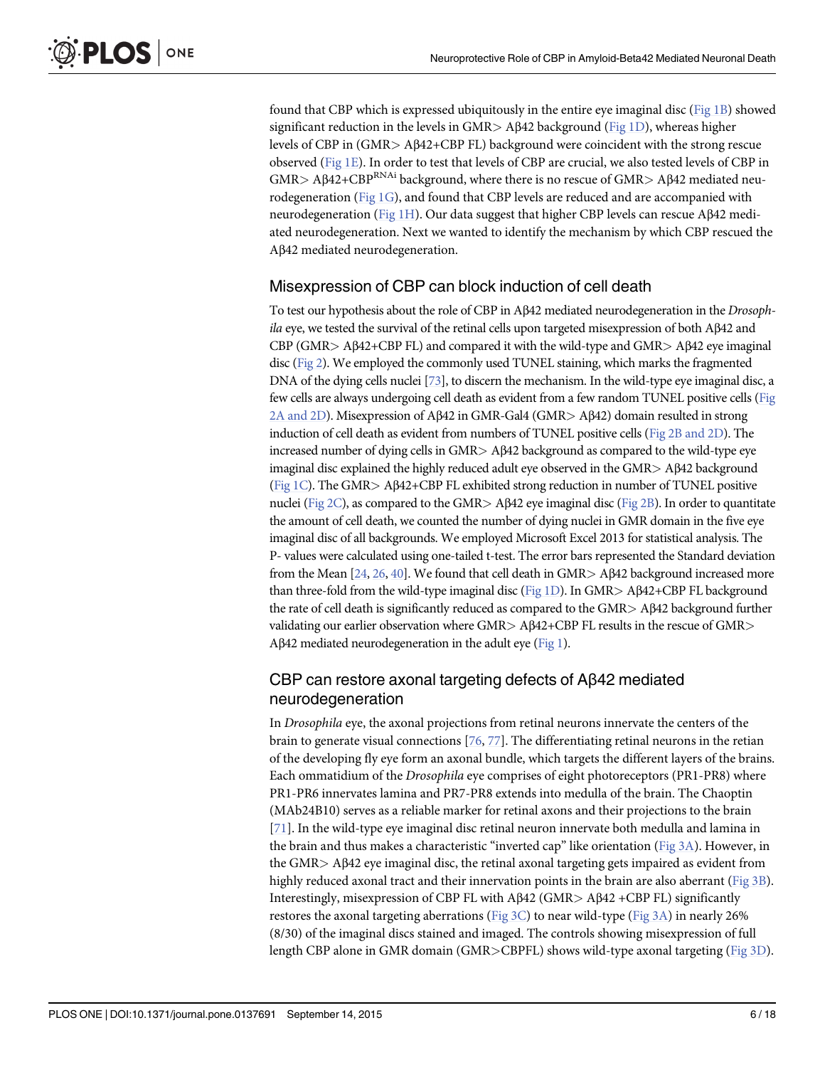found that CBP which is expressed ubiquitously in the entire eye imaginal disc (Fig 1B) showed significant reduction in the levels in GMR> Aβ42 background (Fig 1D), whereas higher levels of CBP in (GMR> Aβ42+CBP FL) background were coincident with the strong rescue observed (Fig 1E). In order to test that levels of CBP are crucial, we also tested levels of CBP in GMR> Aβ42+CBP$^{RNAi}$ background, where there is no rescue of GMR> Aβ42 mediated neurodegeneration (Fig 1G), and found that CBP levels are reduced and are accompanied with neurodegeneration (Fig 1H). Our data suggest that higher CBP levels can rescue Aβ42 mediated neurodegeneration. Next we wanted to identify the mechanism by which CBP rescued the Aβ42 mediated neurodegeneration.

## Misexpression of CBP can block induction of cell death

To test our hypothesis about the role of CBP in Aβ42 mediated neurodegeneration in the *Drosophila* eye, we tested the survival of the retinal cells upon targeted misexpression of both Aβ42 and CBP (GMR> Aβ42+CBP FL) and compared it with the wild-type and GMR> Aβ42 eye imaginal disc (Fig 2). We employed the commonly used TUNEL staining, which marks the fragmented DNA of the dying cells nuclei [73], to discern the mechanism. In the wild-type eye imaginal disc, a few cells are always undergoing cell death as evident from a few random TUNEL positive cells (Fig 2A and 2D). Misexpression of Aβ42 in GMR-Gal4 (GMR> Aβ42) domain resulted in strong induction of cell death as evident from numbers of TUNEL positive cells (Fig 2B and 2D). The increased number of dying cells in GMR> Aβ42 background as compared to the wild-type eye imaginal disc explained the highly reduced adult eye observed in the GMR> Aβ42 background (Fig 1C). The GMR> Aβ42+CBP FL exhibited strong reduction in number of TUNEL positive nuclei (Fig 2C), as compared to the GMR> Aβ42 eye imaginal disc (Fig 2B). In order to quantitate the amount of cell death, we counted the number of dying nuclei in GMR domain in the five eye imaginal disc of all backgrounds. We employed Microsoft Excel 2013 for statistical analysis. The P- values were calculated using one-tailed t-test. The error bars represented the Standard deviation from the Mean [24, 26, 40]. We found that cell death in GMR> Aβ42 background increased more than three-fold from the wild-type imaginal disc (Fig 1D). In GMR> Aβ42+CBP FL background the rate of cell death is significantly reduced as compared to the GMR> Aβ42 background further validating our earlier observation where GMR> Aβ42+CBP FL results in the rescue of GMR> Aβ42 mediated neurodegeneration in the adult eye (Fig 1).

## CBP can restore axonal targeting defects of Aβ42 mediated neurodegeneration

In *Drosophila* eye, the axonal projections from retinal neurons innervate the centers of the brain to generate visual connections [76, 77]. The differentiating retinal neurons in the retian of the developing fly eye form an axonal bundle, which targets the different layers of the brains. Each ommatidium of the *Drosophila* eye comprises of eight photoreceptors (PR1-PR8) where PR1-PR6 innervates lamina and PR7-PR8 extends into medulla of the brain. The Chaoptin (MAb24B10) serves as a reliable marker for retinal axons and their projections to the brain [71]. In the wild-type eye imaginal disc retinal neuron innervate both medulla and lamina in the brain and thus makes a characteristic "inverted cap" like orientation (Fig 3A). However, in the GMR> Aβ42 eye imaginal disc, the retinal axonal targeting gets impaired as evident from highly reduced axonal tract and their innervation points in the brain are also aberrant (Fig 3B). Interestingly, misexpression of CBP FL with Aβ42 (GMR> Aβ42 +CBP FL) significantly restores the axonal targeting aberrations (Fig 3C) to near wild-type (Fig 3A) in nearly 26% (8/30) of the imaginal discs stained and imaged. The controls showing misexpression of full length CBP alone in GMR domain (GMR>CBPFL) shows wild-type axonal targeting (Fig 3D).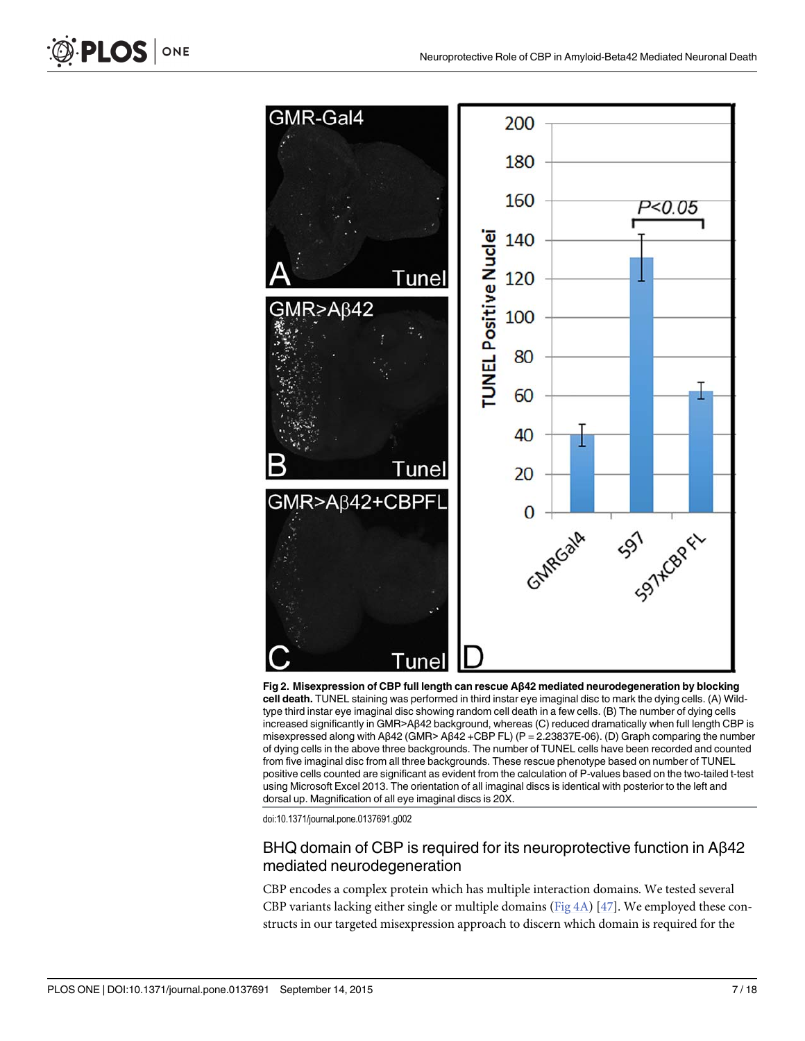**Fig 2. Misexpression of CBP full length can rescue Aβ42 mediated neurodegeneration by blocking cell death.** TUNEL staining was performed in third instar eye imaginal disc to mark the dying cells. (A) Wild-type third instar eye imaginal disc showing random cell death in a few cells. (B) The number of dying cells increased significantly in GMR>Aβ42 background, whereas (C) reduced dramatically when full length CBP is misexpressed along with Aβ42 (GMR> Aβ42 +CBP FL) (P = 2.23837E-06). (D) Graph comparing the number of dying cells in the above three backgrounds. The number of TUNEL cells have been recorded and counted from five imaginal disc from all three backgrounds. These rescue phenotype based on number of TUNEL positive cells counted are significant as evident from the calculation of P-values based on the two-tailed t-test using Microsoft Excel 2013. The orientation of all imaginal discs is identical with posterior to the left and dorsal up. Magnification of all eye imaginal discs is 20X.

doi:10.1371/journal.pone.0137691.g002

## BHQ domain of CBP is required for its neuroprotective function in Aβ42 mediated neurodegeneration

CBP encodes a complex protein which has multiple interaction domains. We tested several CBP variants lacking either single or multiple domains (Fig 4A) [47]. We employed these constructs in our targeted misexpression approach to discern which domain is required for the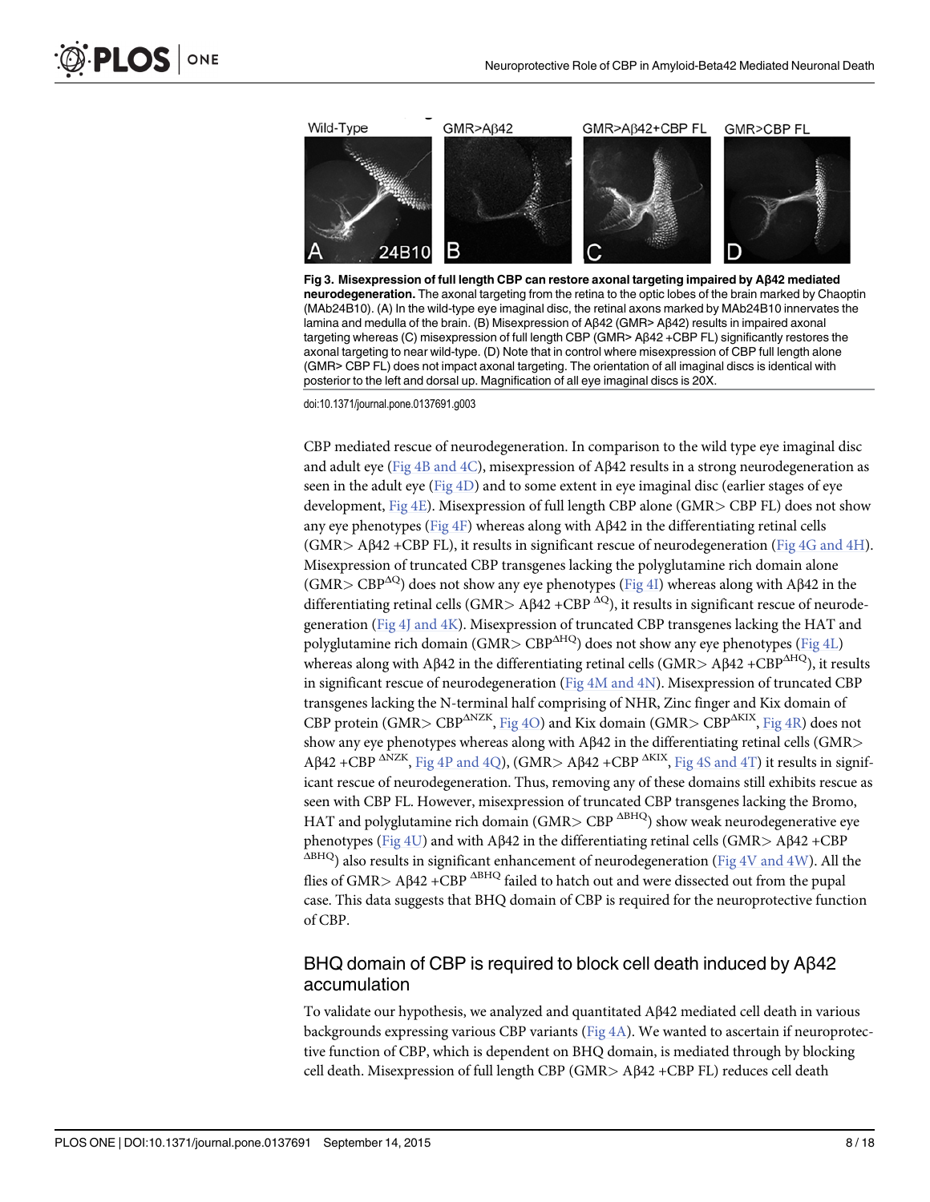Fig 3. Misexpression of full length CBP can restore axonal targeting impaired by Aβ42 mediated neurodegeneration. The axonal targeting from the retina to the optic lobes of the brain marked by Chaoptin (MAb24B10). (A) In the wild-type eye imaginal disc, the retinal axons marked by MAb24B10 innervates the lamina and medulla of the brain. (B) Misexpression of Aβ42 (GMR> Aβ42) results in impaired axonal targeting whereas (C) misexpression of full length CBP (GMR> Aβ42 +CBP FL) significantly restores the axonal targeting to near wild-type. (D) Note that in control where misexpression of CBP full length alone (GMR> CBP FL) does not impact axonal targeting. The orientation of all imaginal discs is identical with posterior to the left and dorsal up. Magnification of all eye imaginal discs is 20X.

doi:10.1371/journal.pone.0137691.g003

CBP mediated rescue of neurodegeneration. In comparison to the wild type eye imaginal disc and adult eye (Fig 4B and 4C), misexpression of Aβ42 results in a strong neurodegeneration as seen in the adult eye (Fig 4D) and to some extent in eye imaginal disc (earlier stages of eye development, Fig 4E). Misexpression of full length CBP alone (GMR> CBP FL) does not show any eye phenotypes (Fig 4F) whereas along with Aβ42 in the differentiating retinal cells (GMR> Aβ42 +CBP FL), it results in significant rescue of neurodegeneration (Fig 4G and 4H). Misexpression of truncated CBP transgenes lacking the polyglutamine rich domain alone (GMR> $CBP^{\Delta Q}$) does not show any eye phenotypes (Fig 4I) whereas along with Aβ42 in the differentiating retinal cells (GMR> Aβ42 +$CBP^{\Delta Q}$), it results in significant rescue of neurodegeneration (Fig 4J and 4K). Misexpression of truncated CBP transgenes lacking the HAT and polyglutamine rich domain (GMR> $CBP^{\Delta HQ}$) does not show any eye phenotypes (Fig 4L) whereas along with Aβ42 in the differentiating retinal cells (GMR> Aβ42 +$CBP^{\Delta HQ}$), it results in significant rescue of neurodegeneration (Fig 4M and 4N). Misexpression of truncated CBP transgenes lacking the N-terminal half comprising of NHR, Zinc finger and Kix domain of CBP protein (GMR> $CBP^{\Delta NZK}$, Fig 4O) and Kix domain (GMR> $CBP^{\Delta KIX}$, Fig 4R) does not show any eye phenotypes whereas along with Aβ42 in the differentiating retinal cells (GMR> Aβ42 +$CBP^{\Delta NZK}$, Fig 4P and 4Q), (GMR> Aβ42 +$CBP^{\Delta KIX}$, Fig 4S and 4T) it results in significant rescue of neurodegeneration. Thus, removing any of these domains still exhibits rescue as seen with CBP FL. However, misexpression of truncated CBP transgenes lacking the Bromo, HAT and polyglutamine rich domain (GMR> $CBP^{\Delta BHQ}$) show weak neurodegenerative eye phenotypes (Fig 4U) and with Aβ42 in the differentiating retinal cells (GMR> Aβ42 +CBP $^{\Delta BHQ}$) also results in significant enhancement of neurodegeneration (Fig 4V and 4W). All the flies of GMR> Aβ42 +CBP $^{\Delta BHQ}$ failed to hatch out and were dissected out from the pupal case. This data suggests that BHQ domain of CBP is required for the neuroprotective function of CBP.

## BHQ domain of CBP is required to block cell death induced by Aβ42 accumulation

To validate our hypothesis, we analyzed and quantitated Aβ42 mediated cell death in various backgrounds expressing various CBP variants (Fig 4A). We wanted to ascertain if neuroprotective function of CBP, which is dependent on BHQ domain, is mediated through by blocking cell death. Misexpression of full length CBP (GMR> Aβ42 +CBP FL) reduces cell death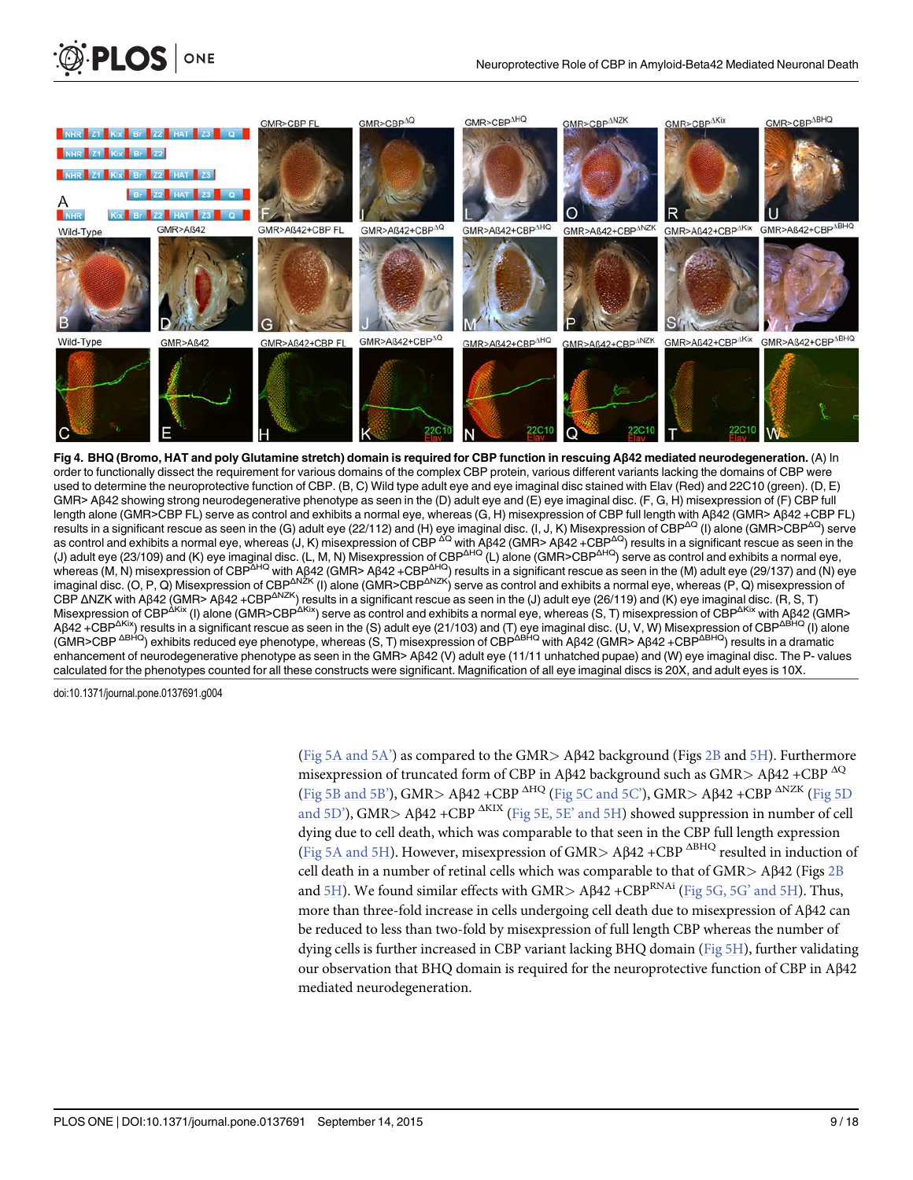**Fig 4. BHQ (Bromo, HAT and poly Glutamine stretch) domain is required for CBP function in rescuing Aβ42 mediated neurodegeneration.** (A) In order to functionally dissect the requirement for various domains of the complex CBP protein, various different variants lacking the domains of CBP were used to determine the neuroprotective function of CBP. (B, C) Wild type adult eye and eye imaginal disc stained with Elav (Red) and 22C10 (green). (D, E) GMR> Aβ42 showing strong neurodegenerative phenotype as seen in the (D) adult eye and (E) eye imaginal disc. (F, G, H) misexpression of (F) CBP full length alone (GMR>CBP FL) serve as control and exhibits a normal eye, whereas (G, H) misexpression of CBP full length with Aβ42 (GMR> Aβ42 +CBP FL) results in a significant rescue as seen in the (G) adult eye (22/112) and (H) eye imaginal disc. (I, J, K) Misexpression of $CBP^{\Delta Q}$ (I) alone ($GMR{>}CBP^{\Delta Q}$) serve as control and exhibits a normal eye, whereas (J, K) misexpression of CBP $^{\Delta Q}$ with Aβ42 (GMR> Aβ42 +$CBP^{\Delta Q}$) results in a significant rescue as seen in the (J) adult eye (23/109) and (K) eye imaginal disc. (L, M, N) Misexpression of $CBP^{\Delta HQ}$ (L) alone ($GMR{>}CBP^{\Delta HQ}$) serve as control and exhibits a normal eye, whereas (M, N) misexpression of $CBP^{\Delta HQ}$ with Aβ42 (GMR> Aβ42 +$CBP^{\Delta HQ}$) results in a significant rescue as seen in the (M) adult eye (29/137) and (N) eye imaginal disc. (O, P, Q) Misexpression of $CBP^{\Delta NZK}$ (I) alone ($GMR{>}CBP^{\Delta NZK}$) serve as control and exhibits a normal eye, whereas (P, Q) misexpression of CBP ΔNZK with Aβ42 (GMR> Aβ42 +$CBP^{\Delta NZK}$) results in a significant rescue as seen in the (J) adult eye (26/119) and (K) eye imaginal disc. (R, S, T) Misexpression of $CBP^{\Delta Kix}$ (I) alone ($GMR{>}CBP^{\Delta Kix}$) serve as control and exhibits a normal eye, whereas (S, T) misexpression of $CBP^{\Delta Kix}$ with Aβ42 (GMR> Aβ42 +$CBP^{\Delta Kix}$) results in a significant rescue as seen in the (S) adult eye (21/103) and (T) eye imaginal disc. (U, V, W) Misexpression of $CBP^{\Delta BHQ}$ (I) alone (GMR>CBP $^{\Delta BHQ}$) exhibits reduced eye phenotype, whereas (S, T) misexpression of $CBP^{\Delta BHQ}$ with Aβ42 (GMR> Aβ42 +$CBP^{\Delta BHQ}$) results in a dramatic enhancement of neurodegenerative phenotype as seen in the GMR> Aβ42 (V) adult eye (11/11 unhatched pupae) and (W) eye imaginal disc. The P- values calculated for the phenotypes counted for all these constructs were significant. Magnification of all eye imaginal discs is 20X, and adult eyes is 10X.

doi:10.1371/journal.pone.0137691.g004

(Fig 5A and 5A') as compared to the GMR> Aβ42 background (Figs 2B and 5H). Furthermore misexpression of truncated form of CBP in Aβ42 background such as GMR> Aβ42 +CBP $^{\Delta Q}$ (Fig 5B and 5B'), GMR> Aβ42 +CBP $^{\Delta HQ}$ (Fig 5C and 5C'), GMR> Aβ42 +CBP $^{\Delta NZK}$ (Fig 5D and 5D'), GMR> Aβ42 +CBP $^{\Delta KIX}$ (Fig 5E, 5E' and 5H) showed suppression in number of cell dying due to cell death, which was comparable to that seen in the CBP full length expression (Fig 5A and 5H). However, misexpression of GMR> Aβ42 +CBP $^{\Delta BHQ}$ resulted in induction of cell death in a number of retinal cells which was comparable to that of GMR> Aβ42 (Figs 2B and 5H). We found similar effects with GMR> Aβ42 +$CBP^{RNAi}$ (Fig 5G, 5G' and 5H). Thus, more than three-fold increase in cells undergoing cell death due to misexpression of Aβ42 can be reduced to less than two-fold by misexpression of full length CBP whereas the number of dying cells is further increased in CBP variant lacking BHQ domain (Fig 5H), further validating our observation that BHQ domain is required for the neuroprotective function of CBP in Aβ42 mediated neurodegeneration.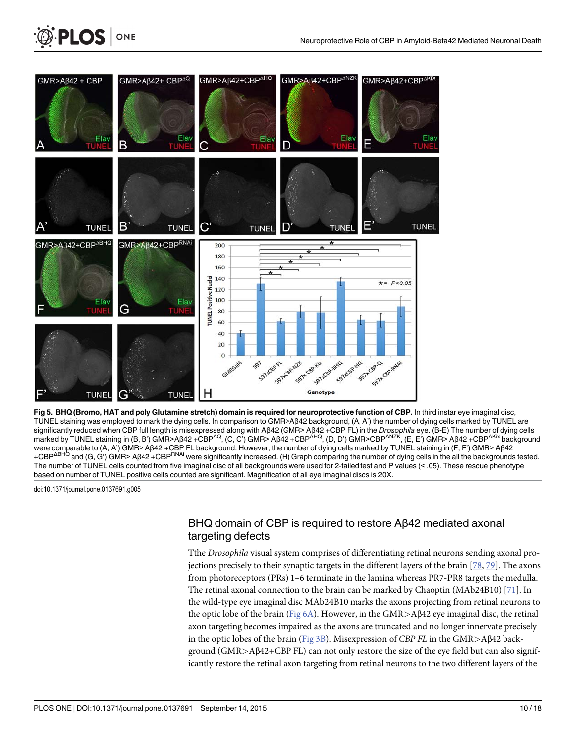**Fig 5. BHQ (Bromo, HAT and poly Glutamine stretch) domain is required for neuroprotective function of CBP.** In third instar eye imaginal disc, TUNEL staining was employed to mark the dying cells. In comparison to GMR>Aβ42 background, (A, A') the number of dying cells marked by TUNEL are significantly reduced when CBP full length is misexpressed along with Aβ42 (GMR> Aβ42 +CBP FL) in the *Drosophila* eye. (B-E) The number of dying cells marked by TUNEL staining in (B, B') GMR>Aβ42 +CBP$^{\Delta Q}$, (C, C') GMR> Aβ42 +CBP$^{\Delta HQ}$, (D, D') GMR>CBP$^{\Delta NZK}$, (E, E') GMR> Aβ42 +CBP$^{\Delta Kix}$ background were comparable to (A, A') GMR> Aβ42 +CBP FL background. However, the number of dying cells marked by TUNEL staining in (F, F') GMR> Aβ42 +CBP$^{\Delta BHQ}$ and (G, G') GMR> Aβ42 +CBP$^{RNAi}$ were significantly increased. (H) Graph comparing the number of dying cells in the all the backgrounds tested. The number of TUNEL cells counted from five imaginal disc of all backgrounds were used for 2-tailed test and P values (< .05). These rescue phenotype based on number of TUNEL positive cells counted are significant. Magnification of all eye imaginal discs is 20X.

doi:10.1371/journal.pone.0137691.g005

## BHQ domain of CBP is required to restore Aβ42 mediated axonal targeting defects

The *Drosophila* visual system comprises of differentiating retinal neurons sending axonal projections precisely to their synaptic targets in the different layers of the brain [78, 79]. The axons from photoreceptors (PRs) 1–6 terminate in the lamina whereas PR7-PR8 targets the medulla. The retinal axonal connection to the brain can be marked by Chaoptin (MAb24B10) [71]. In the wild-type eye imaginal disc MAb24B10 marks the axons projecting from retinal neurons to the optic lobe of the brain (Fig 6A). However, in the GMR>Aβ42 eye imaginal disc, the retinal axon targeting becomes impaired as the axons are truncated and no longer innervate precisely in the optic lobes of the brain (Fig 3B). Misexpression of *CBP FL* in the GMR>Aβ42 background (GMR>Aβ42+CBP FL) can not only restore the size of the eye field but can also significantly restore the retinal axon targeting from retinal neurons to the two different layers of the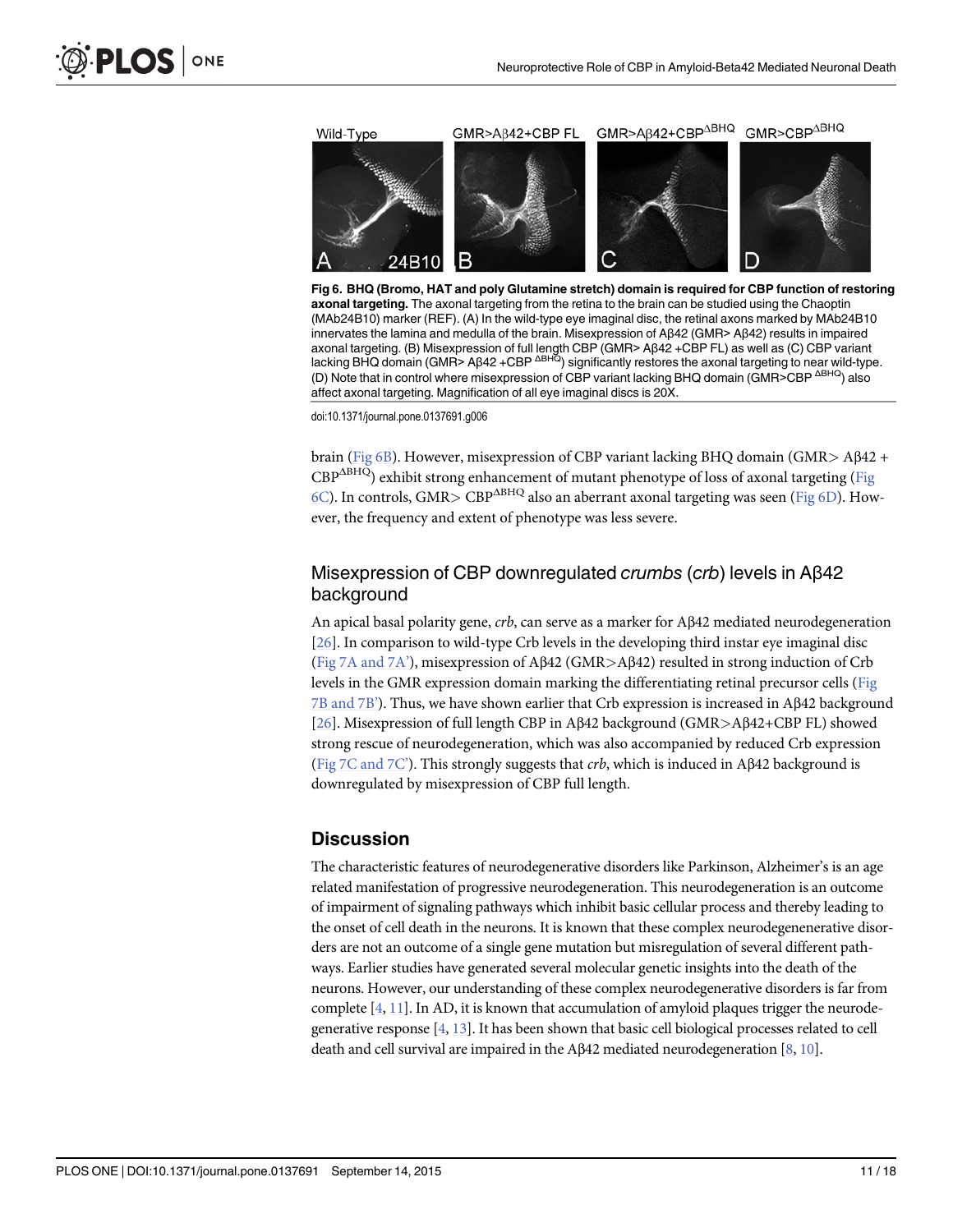**Fig 6. BHQ (Bromo, HAT and poly Glutamine stretch) domain is required for CBP function of restoring axonal targeting.** The axonal targeting from the retina to the brain can be studied using the Chaoptin (MAb24B10) marker (REF). (A) In the wild-type eye imaginal disc, the retinal axons marked by MAb24B10 innervates the lamina and medulla of the brain. Misexpression of Aβ42 (GMR> Aβ42) results in impaired axonal targeting. (B) Misexpression of full length CBP (GMR> Aβ42 +CBP FL) as well as (C) CBP variant lacking BHQ domain (GMR> Aβ42 +CBP $^{\Delta BHQ}$) significantly restores the axonal targeting to near wild-type. (D) Note that in control where misexpression of CBP variant lacking BHQ domain (GMR>CBP $^{\Delta BHQ}$) also affect axonal targeting. Magnification of all eye imaginal discs is 20X.

doi:10.1371/journal.pone.0137691.g006

brain (Fig 6B). However, misexpression of CBP variant lacking BHQ domain (GMR> Aβ42 + CBP$^{\Delta BHQ}$) exhibit strong enhancement of mutant phenotype of loss of axonal targeting (Fig 6C). In controls, GMR> CBP$^{\Delta BHQ}$ also an aberrant axonal targeting was seen (Fig 6D). However, the frequency and extent of phenotype was less severe.

## Misexpression of CBP downregulated *crumbs* (*crb*) levels in Aβ42 background

An apical basal polarity gene, *crb*, can serve as a marker for Aβ42 mediated neurodegeneration [26]. In comparison to wild-type Crb levels in the developing third instar eye imaginal disc (Fig 7A and 7A'), misexpression of Aβ42 (GMR>Aβ42) resulted in strong induction of Crb levels in the GMR expression domain marking the differentiating retinal precursor cells (Fig 7B and 7B'). Thus, we have shown earlier that Crb expression is increased in Aβ42 background [26]. Misexpression of full length CBP in Aβ42 background (GMR>Aβ42+CBP FL) showed strong rescue of neurodegeneration, which was also accompanied by reduced Crb expression (Fig 7C and 7C'). This strongly suggests that *crb*, which is induced in Aβ42 background is downregulated by misexpression of CBP full length.

## Discussion

The characteristic features of neurodegenerative disorders like Parkinson, Alzheimer's is an age related manifestation of progressive neurodegeneration. This neurodegeneration is an outcome of impairment of signaling pathways which inhibit basic cellular process and thereby leading to the onset of cell death in the neurons. It is known that these complex neurodegenenerative disorders are not an outcome of a single gene mutation but misregulation of several different pathways. Earlier studies have generated several molecular genetic insights into the death of the neurons. However, our understanding of these complex neurodegenerative disorders is far from complete [4, 11]. In AD, it is known that accumulation of amyloid plaques trigger the neurodegenerative response [4, 13]. It has been shown that basic cell biological processes related to cell death and cell survival are impaired in the Aβ42 mediated neurodegeneration [8, 10].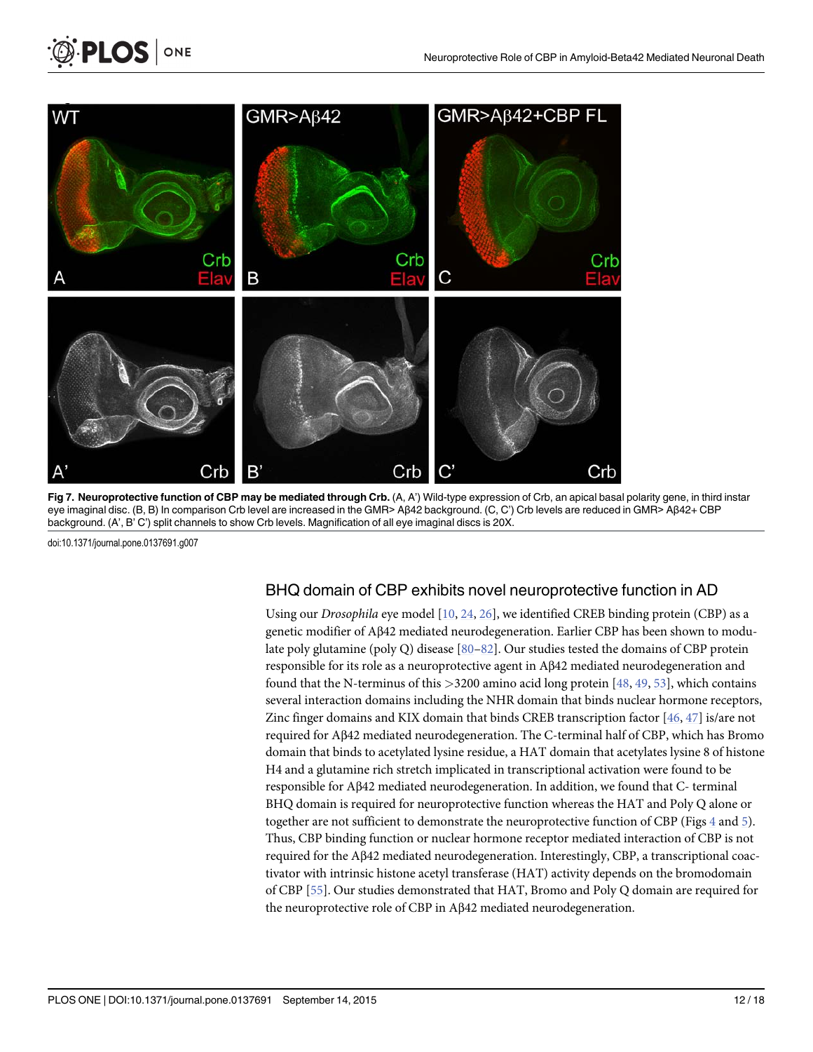**Fig 7. Neuroprotective function of CBP may be mediated through Crb.** (A, A') Wild-type expression of Crb, an apical basal polarity gene, in third instar eye imaginal disc. (B, B) In comparison Crb level are increased in the GMR> Aβ42 background. (C, C') Crb levels are reduced in GMR> Aβ42+ CBP background. (A', B' C') split channels to show Crb levels. Magnification of all eye imaginal discs is 20X.

doi:10.1371/journal.pone.0137691.g007

## BHQ domain of CBP exhibits novel neuroprotective function in AD

Using our *Drosophila* eye model [10, 24, 26], we identified CREB binding protein (CBP) as a genetic modifier of Aβ42 mediated neurodegeneration. Earlier CBP has been shown to modulate poly glutamine (poly Q) disease [80–82]. Our studies tested the domains of CBP protein responsible for its role as a neuroprotective agent in Aβ42 mediated neurodegeneration and found that the N-terminus of this >3200 amino acid long protein [48, 49, 53], which contains several interaction domains including the NHR domain that binds nuclear hormone receptors, Zinc finger domains and KIX domain that binds CREB transcription factor [46, 47] is/are not required for Aβ42 mediated neurodegeneration. The C-terminal half of CBP, which has Bromo domain that binds to acetylated lysine residue, a HAT domain that acetylates lysine 8 of histone H4 and a glutamine rich stretch implicated in transcriptional activation were found to be responsible for Aβ42 mediated neurodegeneration. In addition, we found that C- terminal BHQ domain is required for neuroprotective function whereas the HAT and Poly Q alone or together are not sufficient to demonstrate the neuroprotective function of CBP (Figs 4 and 5). Thus, CBP binding function or nuclear hormone receptor mediated interaction of CBP is not required for the Aβ42 mediated neurodegeneration. Interestingly, CBP, a transcriptional coactivator with intrinsic histone acetyl transferase (HAT) activity depends on the bromodomain of CBP [55]. Our studies demonstrated that HAT, Bromo and Poly Q domain are required for the neuroprotective role of CBP in Aβ42 mediated neurodegeneration.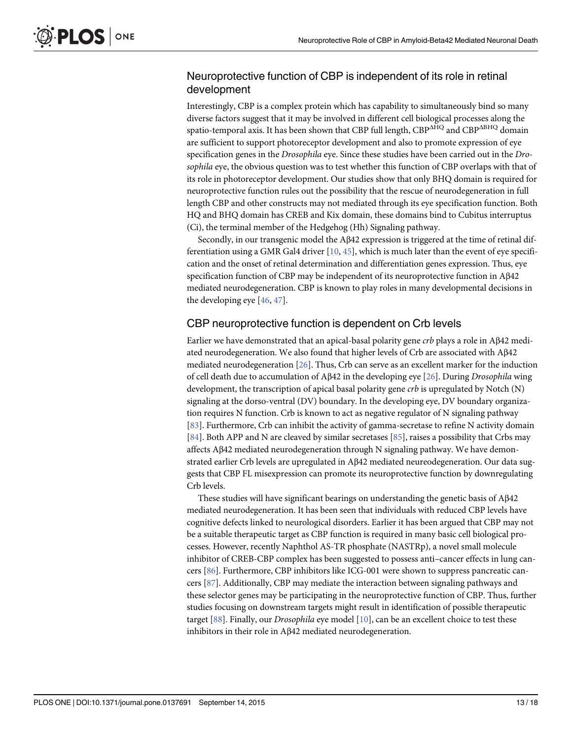## Neuroprotective function of CBP is independent of its role in retinal development

Interestingly, CBP is a complex protein which has capability to simultaneously bind so many diverse factors suggest that it may be involved in different cell biological processes along the spatio-temporal axis. It has been shown that CBP full length, CBP$^{\Delta HQ}$ and CBP$^{\Delta BHQ}$ domain are sufficient to support photoreceptor development and also to promote expression of eye specification genes in the *Drosophila* eye. Since these studies have been carried out in the *Drosophila* eye, the obvious question was to test whether this function of CBP overlaps with that of its role in photoreceptor development. Our studies show that only BHQ domain is required for neuroprotective function rules out the possibility that the rescue of neurodegeneration in full length CBP and other constructs may not mediated through its eye specification function. Both HQ and BHQ domain has CREB and Kix domain, these domains bind to Cubitus interruptus (Ci), the terminal member of the Hedgehog (Hh) Signaling pathway.

Secondly, in our transgenic model the Aβ42 expression is triggered at the time of retinal differentiation using a GMR Gal4 driver [10, 45], which is much later than the event of eye specification and the onset of retinal determination and differentiation genes expression. Thus, eye specification function of CBP may be independent of its neuroprotective function in Aβ42 mediated neurodegeneration. CBP is known to play roles in many developmental decisions in the developing eye [46, 47].

## CBP neuroprotective function is dependent on Crb levels

Earlier we have demonstrated that an apical-basal polarity gene *crb* plays a role in Aβ42 mediated neurodegeneration. We also found that higher levels of Crb are associated with Aβ42 mediated neurodegeneration [26]. Thus, Crb can serve as an excellent marker for the induction of cell death due to accumulation of Aβ42 in the developing eye [26]. During *Drosophila* wing development, the transcription of apical basal polarity gene *crb* is upregulated by Notch (N) signaling at the dorso-ventral (DV) boundary. In the developing eye, DV boundary organization requires N function. Crb is known to act as negative regulator of N signaling pathway [83]. Furthermore, Crb can inhibit the activity of gamma-secretase to refine N activity domain [84]. Both APP and N are cleaved by similar secretases [85], raises a possibility that Crbs may affects Aβ42 mediated neurodegeneration through N signaling pathway. We have demonstrated earlier Crb levels are upregulated in Aβ42 mediated neureodegeneration. Our data suggests that CBP FL misexpression can promote its neuroprotective function by downregulating Crb levels.

These studies will have significant bearings on understanding the genetic basis of Aβ42 mediated neurodegeneration. It has been seen that individuals with reduced CBP levels have cognitive defects linked to neurological disorders. Earlier it has been argued that CBP may not be a suitable therapeutic target as CBP function is required in many basic cell biological processes. However, recently Naphthol AS-TR phosphate (NASTRp), a novel small molecule inhibitor of CREB-CBP complex has been suggested to possess anti–cancer effects in lung cancers [86]. Furthermore, CBP inhibitors like ICG-001 were shown to suppress pancreatic cancers [87]. Additionally, CBP may mediate the interaction between signaling pathways and these selector genes may be participating in the neuroprotective function of CBP. Thus, further studies focusing on downstream targets might result in identification of possible therapeutic target [88]. Finally, our *Drosophila* eye model [10], can be an excellent choice to test these inhibitors in their role in Aβ42 mediated neurodegeneration.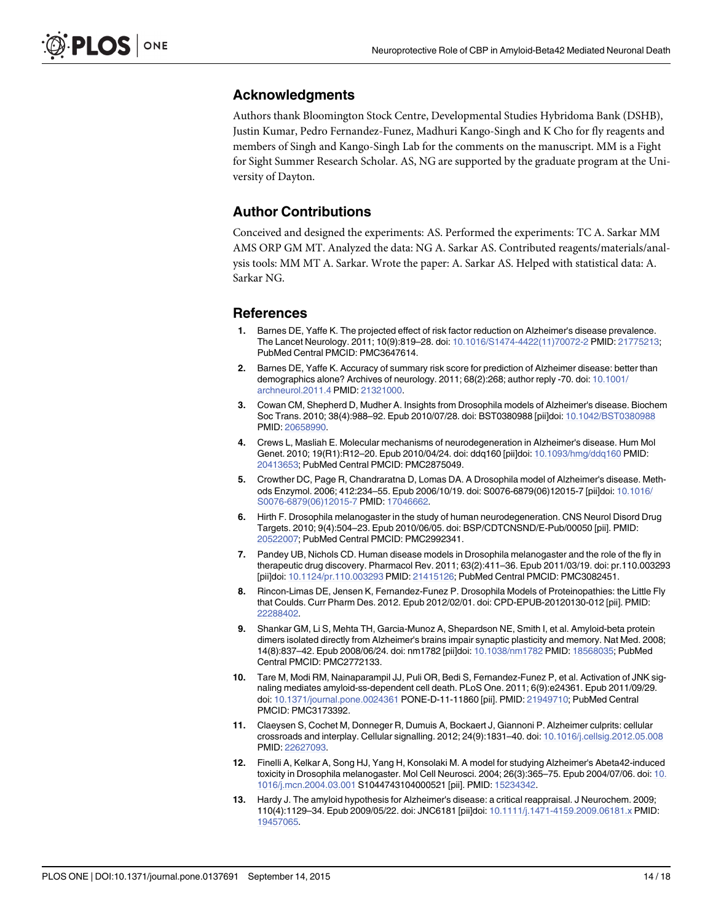## Acknowledgments

Authors thank Bloomington Stock Centre, Developmental Studies Hybridoma Bank (DSHB), Justin Kumar, Pedro Fernandez-Funez, Madhuri Kango-Singh and K Cho for fly reagents and members of Singh and Kango-Singh Lab for the comments on the manuscript. MM is a Fight for Sight Summer Research Scholar. AS, NG are supported by the graduate program at the University of Dayton.

## Author Contributions

Conceived and designed the experiments: AS. Performed the experiments: TC A. Sarkar MM AMS ORP GM MT. Analyzed the data: NG A. Sarkar AS. Contributed reagents/materials/analysis tools: MM MT A. Sarkar. Wrote the paper: A. Sarkar AS. Helped with statistical data: A. Sarkar NG.

## References

1. Barnes DE, Yaffe K. The projected effect of risk factor reduction on Alzheimer's disease prevalence. The Lancet Neurology. 2011; 10(9):819–28. doi: 10.1016/S1474-4422(11)70072-2 PMID: 21775213; PubMed Central PMCID: PMC3647614.
2. Barnes DE, Yaffe K. Accuracy of summary risk score for prediction of Alzheimer disease: better than demographics alone? Archives of neurology. 2011; 68(2):268; author reply -70. doi: 10.1001/archneurol.2011.4 PMID: 21321000.
3. Cowan CM, Shepherd D, Mudher A. Insights from Drosophila models of Alzheimer's disease. Biochem Soc Trans. 2010; 38(4):988–92. Epub 2010/07/28. doi: BST0380988 [pii]doi: 10.1042/BST0380988 PMID: 20658990.
4. Crews L, Masliah E. Molecular mechanisms of neurodegeneration in Alzheimer's disease. Hum Mol Genet. 2010; 19(R1):R12–20. Epub 2010/04/24. doi: ddq160 [pii]doi: 10.1093/hmg/ddq160 PMID: 20413653; PubMed Central PMCID: PMC2875049.
5. Crowther DC, Page R, Chandraratna D, Lomas DA. A Drosophila model of Alzheimer's disease. Methods Enzymol. 2006; 412:234–55. Epub 2006/10/19. doi: S0076-6879(06)12015-7 [pii]doi: 10.1016/S0076-6879(06)12015-7 PMID: 17046662.
6. Hirth F. Drosophila melanogaster in the study of human neurodegeneration. CNS Neurol Disord Drug Targets. 2010; 9(4):504–23. Epub 2010/06/05. doi: BSP/CDTCNSND/E-Pub/00050 [pii]. PMID: 20522007; PubMed Central PMCID: PMC2992341.
7. Pandey UB, Nichols CD. Human disease models in Drosophila melanogaster and the role of the fly in therapeutic drug discovery. Pharmacol Rev. 2011; 63(2):411–36. Epub 2011/03/19. doi: pr.110.003293 [pii]doi: 10.1124/pr.110.003293 PMID: 21415126; PubMed Central PMCID: PMC3082451.
8. Rincon-Limas DE, Jensen K, Fernandez-Funez P. Drosophila Models of Proteinopathies: the Little Fly that Coulds. Curr Pharm Des. 2012. Epub 2012/02/01. doi: CPD-EPUB-20120130-012 [pii]. PMID: 22288402.
9. Shankar GM, Li S, Mehta TH, Garcia-Munoz A, Shepardson NE, Smith I, et al. Amyloid-beta protein dimers isolated directly from Alzheimer's brains impair synaptic plasticity and memory. Nat Med. 2008; 14(8):837–42. Epub 2008/06/24. doi: nm1782 [pii]doi: 10.1038/nm1782 PMID: 18568035; PubMed Central PMCID: PMC2772133.
10. Tare M, Modi RM, Nainaparampil JJ, Puli OR, Bedi S, Fernandez-Funez P, et al. Activation of JNK signaling mediates amyloid-ss-dependent cell death. PLoS One. 2011; 6(9):e24361. Epub 2011/09/29. doi: 10.1371/journal.pone.0024361 PONE-D-11-11860 [pii]. PMID: 21949710; PubMed Central PMCID: PMC3173392.
11. Claeysen S, Cochet M, Donneger R, Dumuis A, Bockaert J, Giannoni P. Alzheimer culprits: cellular crossroads and interplay. Cellular signalling. 2012; 24(9):1831–40. doi: 10.1016/j.cellsig.2012.05.008 PMID: 22627093.
12. Finelli A, Kelkar A, Song HJ, Yang H, Konsolaki M. A model for studying Alzheimer's Abeta42-induced toxicity in Drosophila melanogaster. Mol Cell Neurosci. 2004; 26(3):365–75. Epub 2004/07/06. doi: 10.1016/j.mcn.2004.03.001 S1044743104000521 [pii]. PMID: 15234342.
13. Hardy J. The amyloid hypothesis for Alzheimer's disease: a critical reappraisal. J Neurochem. 2009; 110(4):1129–34. Epub 2009/05/22. doi: JNC6181 [pii]doi: 10.1111/j.1471-4159.2009.06181.x PMID: 19457065.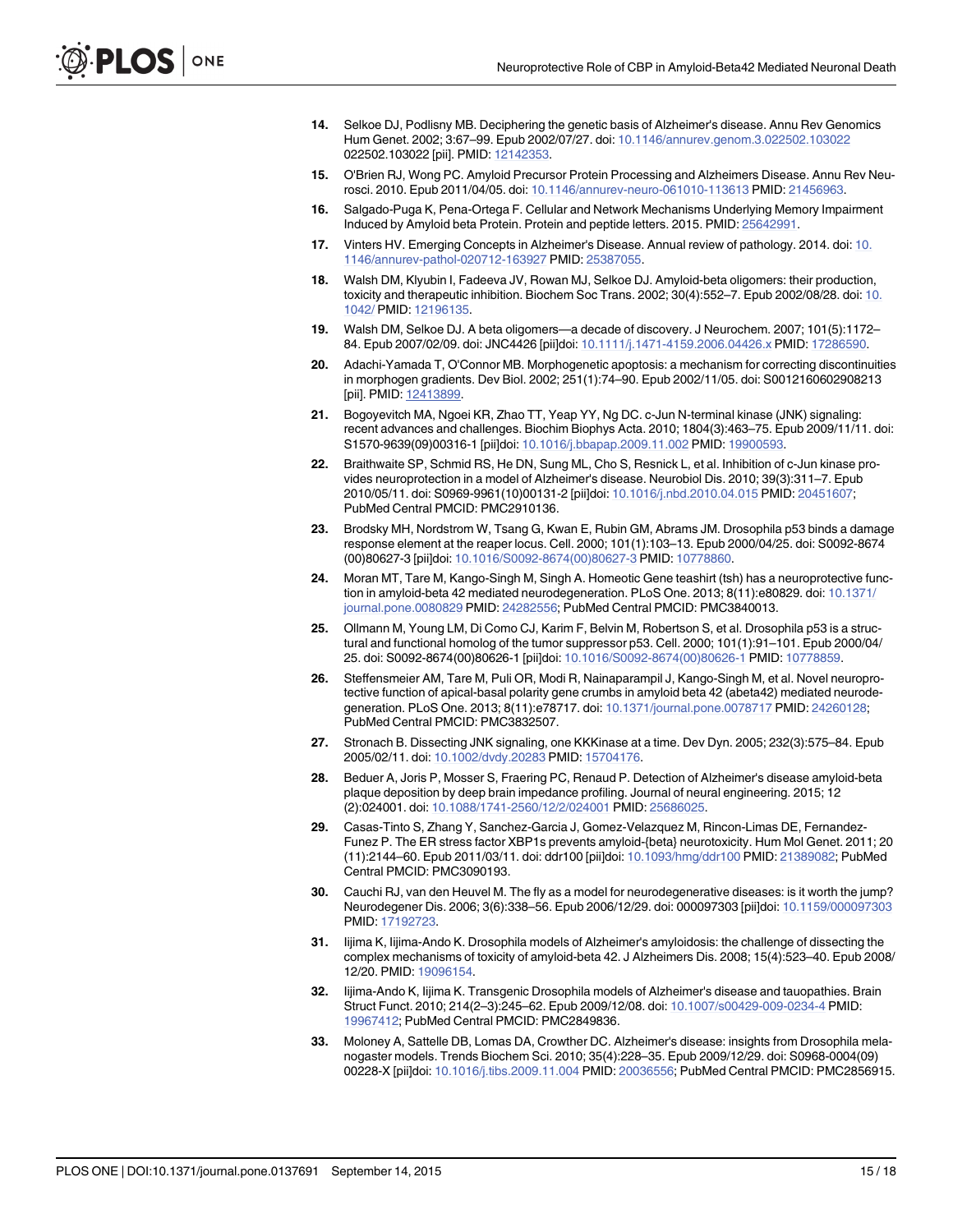14. Selkoe DJ, Podlisny MB. Deciphering the genetic basis of Alzheimer's disease. Annu Rev Genomics Hum Genet. 2002; 3:67–99. Epub 2002/07/27. doi: 10.1146/annurev.genom.3.022502.103022 022502.103022 [pii]. PMID: 12142353.

15. O'Brien RJ, Wong PC. Amyloid Precursor Protein Processing and Alzheimers Disease. Annu Rev Neurosci. 2010. Epub 2011/04/05. doi: 10.1146/annurev-neuro-061010-113613 PMID: 21456963.

16. Salgado-Puga K, Pena-Ortega F. Cellular and Network Mechanisms Underlying Memory Impairment Induced by Amyloid beta Protein. Protein and peptide letters. 2015. PMID: 25642991.

17. Vinters HV. Emerging Concepts in Alzheimer's Disease. Annual review of pathology. 2014. doi: 10.1146/annurev-pathol-020712-163927 PMID: 25387055.

18. Walsh DM, Klyubin I, Fadeeva JV, Rowan MJ, Selkoe DJ. Amyloid-beta oligomers: their production, toxicity and therapeutic inhibition. Biochem Soc Trans. 2002; 30(4):552–7. Epub 2002/08/28. doi: 10.1042/ PMID: 12196135.

19. Walsh DM, Selkoe DJ. A beta oligomers—a decade of discovery. J Neurochem. 2007; 101(5):1172–84. Epub 2007/02/09. doi: JNC4426 [pii]doi: 10.1111/j.1471-4159.2006.04426.x PMID: 17286590.

20. Adachi-Yamada T, O'Connor MB. Morphogenetic apoptosis: a mechanism for correcting discontinuities in morphogen gradients. Dev Biol. 2002; 251(1):74–90. Epub 2002/11/05. doi: S0012160602908213 [pii]. PMID: 12413899.

21. Bogoyevitch MA, Ngoei KR, Zhao TT, Yeap YY, Ng DC. c-Jun N-terminal kinase (JNK) signaling: recent advances and challenges. Biochim Biophys Acta. 2010; 1804(3):463–75. Epub 2009/11/11. doi: S1570-9639(09)00316-1 [pii]doi: 10.1016/j.bbapap.2009.11.002 PMID: 19900593.

22. Braithwaite SP, Schmid RS, He DN, Sung ML, Cho S, Resnick L, et al. Inhibition of c-Jun kinase provides neuroprotection in a model of Alzheimer's disease. Neurobiol Dis. 2010; 39(3):311–7. Epub 2010/05/11. doi: S0969-9961(10)00131-2 [pii]doi: 10.1016/j.nbd.2010.04.015 PMID: 20451607; PubMed Central PMCID: PMC2910136.

23. Brodsky MH, Nordstrom W, Tsang G, Kwan E, Rubin GM, Abrams JM. Drosophila p53 binds a damage response element at the reaper locus. Cell. 2000; 101(1):103–13. Epub 2000/04/25. doi: S0092-8674(00)80627-3 [pii]doi: 10.1016/S0092-8674(00)80627-3 PMID: 10778860.

24. Moran MT, Tare M, Kango-Singh M, Singh A. Homeotic Gene teashirt (tsh) has a neuroprotective function in amyloid-beta 42 mediated neurodegeneration. PLoS One. 2013; 8(11):e80829. doi: 10.1371/journal.pone.0080829 PMID: 24282556; PubMed Central PMCID: PMC3840013.

25. Ollmann M, Young LM, Di Como CJ, Karim F, Belvin M, Robertson S, et al. Drosophila p53 is a structural and functional homolog of the tumor suppressor p53. Cell. 2000; 101(1):91–101. Epub 2000/04/25. doi: S0092-8674(00)80626-1 [pii]doi: 10.1016/S0092-8674(00)80626-1 PMID: 10778859.

26. Steffensmeier AM, Tare M, Puli OR, Modi R, Nainaparampil J, Kango-Singh M, et al. Novel neuroprotective function of apical-basal polarity gene crumbs in amyloid beta 42 (abeta42) mediated neurodegeneration. PLoS One. 2013; 8(11):e78717. doi: 10.1371/journal.pone.0078717 PMID: 24260128; PubMed Central PMCID: PMC3832507.

27. Stronach B. Dissecting JNK signaling, one KKKinase at a time. Dev Dyn. 2005; 232(3):575–84. Epub 2005/02/11. doi: 10.1002/dvdy.20283 PMID: 15704176.

28. Beduer A, Joris P, Mosser S, Fraering PC, Renaud P. Detection of Alzheimer's disease amyloid-beta plaque deposition by deep brain impedance profiling. Journal of neural engineering. 2015; 12(2):024001. doi: 10.1088/1741-2560/12/2/024001 PMID: 25686025.

29. Casas-Tinto S, Zhang Y, Sanchez-Garcia J, Gomez-Velazquez M, Rincon-Limas DE, Fernandez-Funez P. The ER stress factor XBP1s prevents amyloid-{beta} neurotoxicity. Hum Mol Genet. 2011; 20(11):2144–60. Epub 2011/03/11. doi: ddr100 [pii]doi: 10.1093/hmg/ddr100 PMID: 21389082; PubMed Central PMCID: PMC3090193.

30. Cauchi RJ, van den Heuvel M. The fly as a model for neurodegenerative diseases: is it worth the jump? Neurodegener Dis. 2006; 3(6):338–56. Epub 2006/12/29. doi: 000097303 [pii]doi: 10.1159/000097303 PMID: 17192723.

31. Iijima K, Iijima-Ando K. Drosophila models of Alzheimer's amyloidosis: the challenge of dissecting the complex mechanisms of toxicity of amyloid-beta 42. J Alzheimers Dis. 2008; 15(4):523–40. Epub 2008/12/20. PMID: 19096154.

32. Iijima-Ando K, Iijima K. Transgenic Drosophila models of Alzheimer's disease and tauopathies. Brain Struct Funct. 2010; 214(2–3):245–62. Epub 2009/12/08. doi: 10.1007/s00429-009-0234-4 PMID: 19967412; PubMed Central PMCID: PMC2849836.

33. Moloney A, Sattelle DB, Lomas DA, Crowther DC. Alzheimer's disease: insights from Drosophila melanogaster models. Trends Biochem Sci. 2010; 35(4):228–35. Epub 2009/12/29. doi: S0968-0004(09)00228-X [pii]doi: 10.1016/j.tibs.2009.11.004 PMID: 20036556; PubMed Central PMCID: PMC2856915.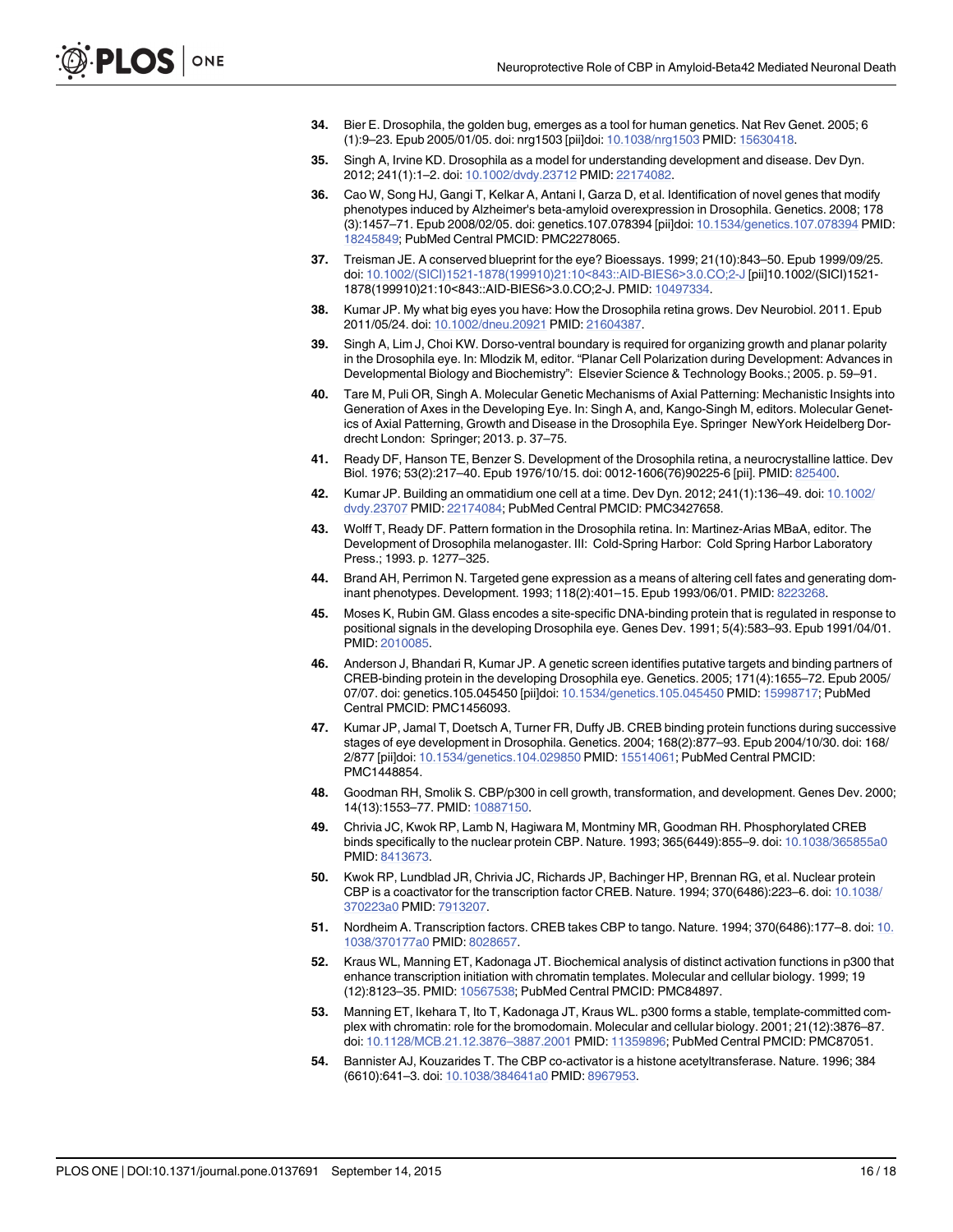34. Bier E. Drosophila, the golden bug, emerges as a tool for human genetics. Nat Rev Genet. 2005; 6 (1):9–23. Epub 2005/01/05. doi: nrg1503 [pii]doi: 10.1038/nrg1503 PMID: 15630418.

35. Singh A, Irvine KD. Drosophila as a model for understanding development and disease. Dev Dyn. 2012; 241(1):1–2. doi: 10.1002/dvdy.23712 PMID: 22174082.

36. Cao W, Song HJ, Gangi T, Kelkar A, Antani I, Garza D, et al. Identification of novel genes that modify phenotypes induced by Alzheimer's beta-amyloid overexpression in Drosophila. Genetics. 2008; 178 (3):1457–71. Epub 2008/02/05. doi: genetics.107.078394 [pii]doi: 10.1534/genetics.107.078394 PMID: 18245849; PubMed Central PMCID: PMC2278065.

37. Treisman JE. A conserved blueprint for the eye? Bioessays. 1999; 21(10):843–50. Epub 1999/09/25. doi: 10.1002/(SICI)1521-1878(199910)21:10<843::AID-BIES6>3.0.CO;2-J [pii]10.1002/(SICI)1521-1878(199910)21:10<843::AID-BIES6>3.0.CO;2-J. PMID: 10497334.

38. Kumar JP. My what big eyes you have: How the Drosophila retina grows. Dev Neurobiol. 2011. Epub 2011/05/24. doi: 10.1002/dneu.20921 PMID: 21604387.

39. Singh A, Lim J, Choi KW. Dorso-ventral boundary is required for organizing growth and planar polarity in the Drosophila eye. In: Mlodzik M, editor. "Planar Cell Polarization during Development: Advances in Developmental Biology and Biochemistry": Elsevier Science & Technology Books.; 2005. p. 59–91.

40. Tare M, Puli OR, Singh A. Molecular Genetic Mechanisms of Axial Patterning: Mechanistic Insights into Generation of Axes in the Developing Eye. In: Singh A, and, Kango-Singh M, editors. Molecular Genetics of Axial Patterning, Growth and Disease in the Drosophila Eye. Springer NewYork Heidelberg Dordrecht London: Springer; 2013. p. 37–75.

41. Ready DF, Hanson TE, Benzer S. Development of the Drosophila retina, a neurocrystalline lattice. Dev Biol. 1976; 53(2):217–40. Epub 1976/10/15. doi: 0012-1606(76)90225-6 [pii]. PMID: 825400.

42. Kumar JP. Building an ommatidium one cell at a time. Dev Dyn. 2012; 241(1):136–49. doi: 10.1002/dvdy.23707 PMID: 22174084; PubMed Central PMCID: PMC3427658.

43. Wolff T, Ready DF. Pattern formation in the Drosophila retina. In: Martinez-Arias MBaA, editor. The Development of Drosophila melanogaster. III: Cold-Spring Harbor: Cold Spring Harbor Laboratory Press.; 1993. p. 1277–325.

44. Brand AH, Perrimon N. Targeted gene expression as a means of altering cell fates and generating dominant phenotypes. Development. 1993; 118(2):401–15. Epub 1993/06/01. PMID: 8223268.

45. Moses K, Rubin GM. Glass encodes a site-specific DNA-binding protein that is regulated in response to positional signals in the developing Drosophila eye. Genes Dev. 1991; 5(4):583–93. Epub 1991/04/01. PMID: 2010085.

46. Anderson J, Bhandari R, Kumar JP. A genetic screen identifies putative targets and binding partners of CREB-binding protein in the developing Drosophila eye. Genetics. 2005; 171(4):1655–72. Epub 2005/07/07. doi: genetics.105.045450 [pii]doi: 10.1534/genetics.105.045450 PMID: 15998717; PubMed Central PMCID: PMC1456093.

47. Kumar JP, Jamal T, Doetsch A, Turner FR, Duffy JB. CREB binding protein functions during successive stages of eye development in Drosophila. Genetics. 2004; 168(2):877–93. Epub 2004/10/30. doi: 168/2/877 [pii]doi: 10.1534/genetics.104.029850 PMID: 15514061; PubMed Central PMCID: PMC1448854.

48. Goodman RH, Smolik S. CBP/p300 in cell growth, transformation, and development. Genes Dev. 2000; 14(13):1553–77. PMID: 10887150.

49. Chrivia JC, Kwok RP, Lamb N, Hagiwara M, Montminy MR, Goodman RH. Phosphorylated CREB binds specifically to the nuclear protein CBP. Nature. 1993; 365(6449):855–9. doi: 10.1038/365855a0 PMID: 8413673.

50. Kwok RP, Lundblad JR, Chrivia JC, Richards JP, Bachinger HP, Brennan RG, et al. Nuclear protein CBP is a coactivator for the transcription factor CREB. Nature. 1994; 370(6486):223–6. doi: 10.1038/370223a0 PMID: 7913207.

51. Nordheim A. Transcription factors. CREB takes CBP to tango. Nature. 1994; 370(6486):177–8. doi: 10.1038/370177a0 PMID: 8028657.

52. Kraus WL, Manning ET, Kadonaga JT. Biochemical analysis of distinct activation functions in p300 that enhance transcription initiation with chromatin templates. Molecular and cellular biology. 1999; 19 (12):8123–35. PMID: 10567538; PubMed Central PMCID: PMC84897.

53. Manning ET, Ikehara T, Ito T, Kadonaga JT, Kraus WL. p300 forms a stable, template-committed complex with chromatin: role for the bromodomain. Molecular and cellular biology. 2001; 21(12):3876–87. doi: 10.1128/MCB.21.12.3876–3887.2001 PMID: 11359896; PubMed Central PMCID: PMC87051.

54. Bannister AJ, Kouzarides T. The CBP co-activator is a histone acetyltransferase. Nature. 1996; 384 (6610):641–3. doi: 10.1038/384641a0 PMID: 8967953.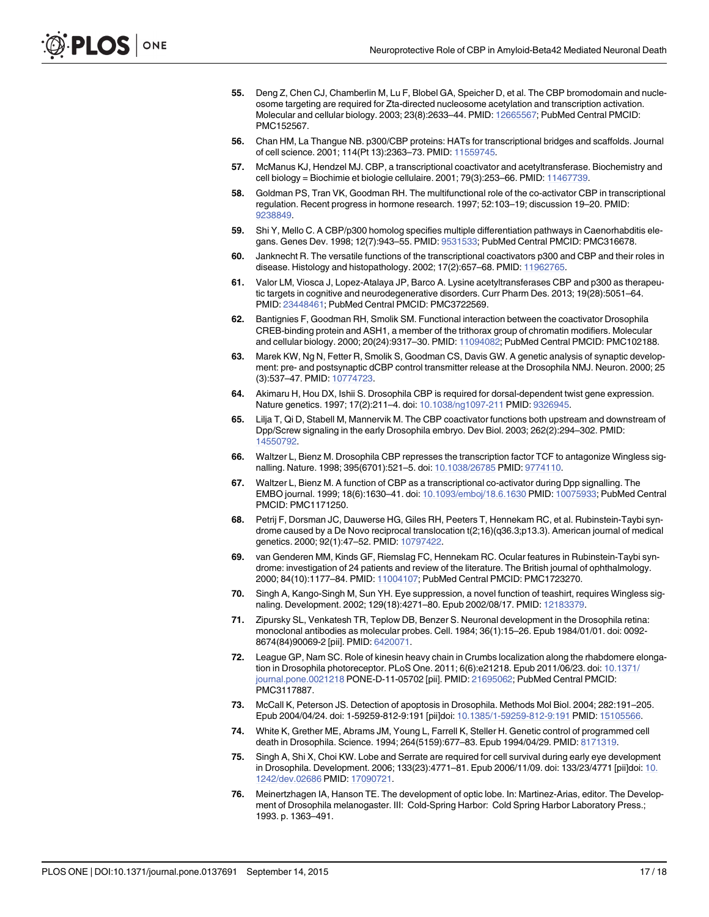55. Deng Z, Chen CJ, Chamberlin M, Lu F, Blobel GA, Speicher D, et al. The CBP bromodomain and nucleosome targeting are required for Zta-directed nucleosome acetylation and transcription activation. Molecular and cellular biology. 2003; 23(8):2633–44. PMID: 12665567; PubMed Central PMCID: PMC152567.

56. Chan HM, La Thangue NB. p300/CBP proteins: HATs for transcriptional bridges and scaffolds. Journal of cell science. 2001; 114(Pt 13):2363–73. PMID: 11559745.

57. McManus KJ, Hendzel MJ. CBP, a transcriptional coactivator and acetyltransferase. Biochemistry and cell biology = Biochimie et biologie cellulaire. 2001; 79(3):253–66. PMID: 11467739.

58. Goldman PS, Tran VK, Goodman RH. The multifunctional role of the co-activator CBP in transcriptional regulation. Recent progress in hormone research. 1997; 52:103–19; discussion 19–20. PMID: 9238849.

59. Shi Y, Mello C. A CBP/p300 homolog specifies multiple differentiation pathways in Caenorhabditis elegans. Genes Dev. 1998; 12(7):943–55. PMID: 9531533; PubMed Central PMCID: PMC316678.

60. Janknecht R. The versatile functions of the transcriptional coactivators p300 and CBP and their roles in disease. Histology and histopathology. 2002; 17(2):657–68. PMID: 11962765.

61. Valor LM, Viosca J, Lopez-Atalaya JP, Barco A. Lysine acetyltransferases CBP and p300 as therapeutic targets in cognitive and neurodegenerative disorders. Curr Pharm Des. 2013; 19(28):5051–64. PMID: 23448461; PubMed Central PMCID: PMC3722569.

62. Bantignies F, Goodman RH, Smolik SM. Functional interaction between the coactivator Drosophila CREB-binding protein and ASH1, a member of the trithorax group of chromatin modifiers. Molecular and cellular biology. 2000; 20(24):9317–30. PMID: 11094082; PubMed Central PMCID: PMC102188.

63. Marek KW, Ng N, Fetter R, Smolik S, Goodman CS, Davis GW. A genetic analysis of synaptic development: pre- and postsynaptic dCBP control transmitter release at the Drosophila NMJ. Neuron. 2000; 25 (3):537–47. PMID: 10774723.

64. Akimaru H, Hou DX, Ishii S. Drosophila CBP is required for dorsal-dependent twist gene expression. Nature genetics. 1997; 17(2):211–4. doi: 10.1038/ng1097-211 PMID: 9326945.

65. Lilja T, Qi D, Stabell M, Mannervik M. The CBP coactivator functions both upstream and downstream of Dpp/Screw signaling in the early Drosophila embryo. Dev Biol. 2003; 262(2):294–302. PMID: 14550792.

66. Waltzer L, Bienz M. Drosophila CBP represses the transcription factor TCF to antagonize Wingless signalling. Nature. 1998; 395(6701):521–5. doi: 10.1038/26785 PMID: 9774110.

67. Waltzer L, Bienz M. A function of CBP as a transcriptional co-activator during Dpp signalling. The EMBO journal. 1999; 18(6):1630–41. doi: 10.1093/emboj/18.6.1630 PMID: 10075933; PubMed Central PMCID: PMC1171250.

68. Petrij F, Dorsman JC, Dauwerse HG, Giles RH, Peeters T, Hennekam RC, et al. Rubinstein-Taybi syndrome caused by a De Novo reciprocal translocation t(2;16)(q36.3;p13.3). American journal of medical genetics. 2000; 92(1):47–52. PMID: 10797422.

69. van Genderen MM, Kinds GF, Riemslag FC, Hennekam RC. Ocular features in Rubinstein-Taybi syndrome: investigation of 24 patients and review of the literature. The British journal of ophthalmology. 2000; 84(10):1177–84. PMID: 11004107; PubMed Central PMCID: PMC1723270.

70. Singh A, Kango-Singh M, Sun YH. Eye suppression, a novel function of teashirt, requires Wingless signaling. Development. 2002; 129(18):4271–80. Epub 2002/08/17. PMID: 12183379.

71. Zipursky SL, Venkatesh TR, Teplow DB, Benzer S. Neuronal development in the Drosophila retina: monoclonal antibodies as molecular probes. Cell. 1984; 36(1):15–26. Epub 1984/01/01. doi: 0092-8674(84)90069-2 [pii]. PMID: 6420071.

72. League GP, Nam SC. Role of kinesin heavy chain in Crumbs localization along the rhabdomere elongation in Drosophila photoreceptor. PLoS One. 2011; 6(6):e21218. Epub 2011/06/23. doi: 10.1371/journal.pone.0021218 PONE-D-11-05702 [pii]. PMID: 21695062; PubMed Central PMCID: PMC3117887.

73. McCall K, Peterson JS. Detection of apoptosis in Drosophila. Methods Mol Biol. 2004; 282:191–205. Epub 2004/04/24. doi: 1-59259-812-9:191 [pii]doi: 10.1385/1-59259-812-9:191 PMID: 15105566.

74. White K, Grether ME, Abrams JM, Young L, Farrell K, Steller H. Genetic control of programmed cell death in Drosophila. Science. 1994; 264(5159):677–83. Epub 1994/04/29. PMID: 8171319.

75. Singh A, Shi X, Choi KW. Lobe and Serrate are required for cell survival during early eye development in Drosophila. Development. 2006; 133(23):4771–81. Epub 2006/11/09. doi: 133/23/4771 [pii]doi: 10.1242/dev.02686 PMID: 17090721.

76. Meinertzhagen IA, Hanson TE. The development of optic lobe. In: Martinez-Arias, editor. The Development of Drosophila melanogaster. III: Cold-Spring Harbor: Cold Spring Harbor Laboratory Press.; 1993. p. 1363–491.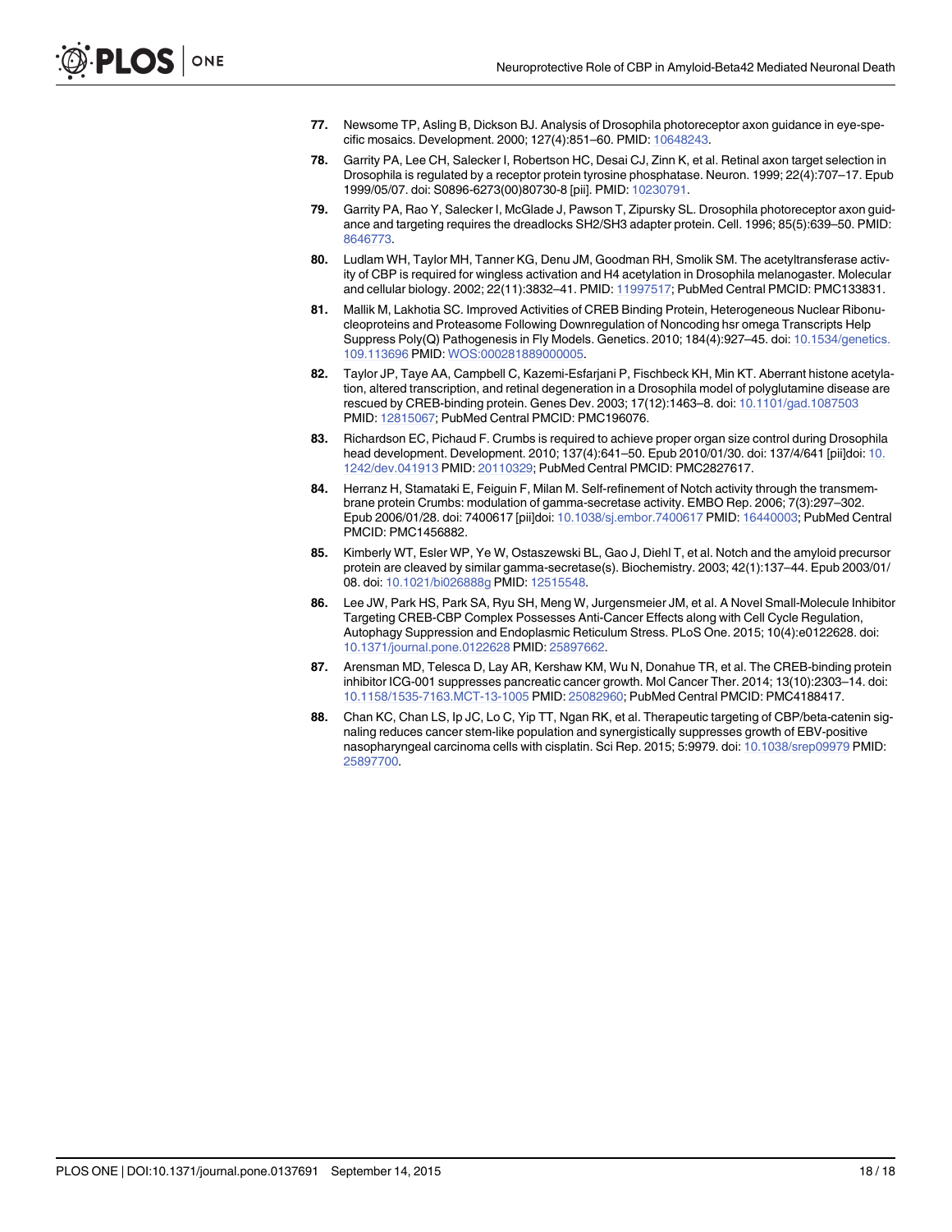77. Newsome TP, Asling B, Dickson BJ. Analysis of Drosophila photoreceptor axon guidance in eye-specific mosaics. Development. 2000; 127(4):851–60. PMID: 10648243.

78. Garrity PA, Lee CH, Salecker I, Robertson HC, Desai CJ, Zinn K, et al. Retinal axon target selection in Drosophila is regulated by a receptor protein tyrosine phosphatase. Neuron. 1999; 22(4):707–17. Epub 1999/05/07. doi: S0896-6273(00)80730-8 [pii]. PMID: 10230791.

79. Garrity PA, Rao Y, Salecker I, McGlade J, Pawson T, Zipursky SL. Drosophila photoreceptor axon guidance and targeting requires the dreadlocks SH2/SH3 adapter protein. Cell. 1996; 85(5):639–50. PMID: 8646773.

80. Ludlam WH, Taylor MH, Tanner KG, Denu JM, Goodman RH, Smolik SM. The acetyltransferase activity of CBP is required for wingless activation and H4 acetylation in Drosophila melanogaster. Molecular and cellular biology. 2002; 22(11):3832–41. PMID: 11997517; PubMed Central PMCID: PMC133831.

81. Mallik M, Lakhotia SC. Improved Activities of CREB Binding Protein, Heterogeneous Nuclear Ribonucleoproteins and Proteasome Following Downregulation of Noncoding hsr omega Transcripts Help Suppress Poly(Q) Pathogenesis in Fly Models. Genetics. 2010; 184(4):927–45. doi: 10.1534/genetics.109.113696 PMID: WOS:000281889000005.

82. Taylor JP, Taye AA, Campbell C, Kazemi-Esfarjani P, Fischbeck KH, Min KT. Aberrant histone acetylation, altered transcription, and retinal degeneration in a Drosophila model of polyglutamine disease are rescued by CREB-binding protein. Genes Dev. 2003; 17(12):1463–8. doi: 10.1101/gad.1087503 PMID: 12815067; PubMed Central PMCID: PMC196076.

83. Richardson EC, Pichaud F. Crumbs is required to achieve proper organ size control during Drosophila head development. Development. 2010; 137(4):641–50. Epub 2010/01/30. doi: 137/4/641 [pii]doi: 10.1242/dev.041913 PMID: 20110329; PubMed Central PMCID: PMC2827617.

84. Herranz H, Stamataki E, Feiguin F, Milan M. Self-refinement of Notch activity through the transmembrane protein Crumbs: modulation of gamma-secretase activity. EMBO Rep. 2006; 7(3):297–302. Epub 2006/01/28. doi: 7400617 [pii]doi: 10.1038/sj.embor.7400617 PMID: 16440003; PubMed Central PMCID: PMC1456882.

85. Kimberly WT, Esler WP, Ye W, Ostaszewski BL, Gao J, Diehl T, et al. Notch and the amyloid precursor protein are cleaved by similar gamma-secretase(s). Biochemistry. 2003; 42(1):137–44. Epub 2003/01/08. doi: 10.1021/bi026888g PMID: 12515548.

86. Lee JW, Park HS, Park SA, Ryu SH, Meng W, Jurgensmeier JM, et al. A Novel Small-Molecule Inhibitor Targeting CREB-CBP Complex Possesses Anti-Cancer Effects along with Cell Cycle Regulation, Autophagy Suppression and Endoplasmic Reticulum Stress. PLoS One. 2015; 10(4):e0122628. doi: 10.1371/journal.pone.0122628 PMID: 25897662.

87. Arensman MD, Telesca D, Lay AR, Kershaw KM, Wu N, Donahue TR, et al. The CREB-binding protein inhibitor ICG-001 suppresses pancreatic cancer growth. Mol Cancer Ther. 2014; 13(10):2303–14. doi: 10.1158/1535-7163.MCT-13-1005 PMID: 25082960; PubMed Central PMCID: PMC4188417.

88. Chan KC, Chan LS, Ip JC, Lo C, Yip TT, Ngan RK, et al. Therapeutic targeting of CBP/beta-catenin signaling reduces cancer stem-like population and synergistically suppresses growth of EBV-positive nasopharyngeal carcinoma cells with cisplatin. Sci Rep. 2015; 5:9979. doi: 10.1038/srep09979 PMID: 25897700.